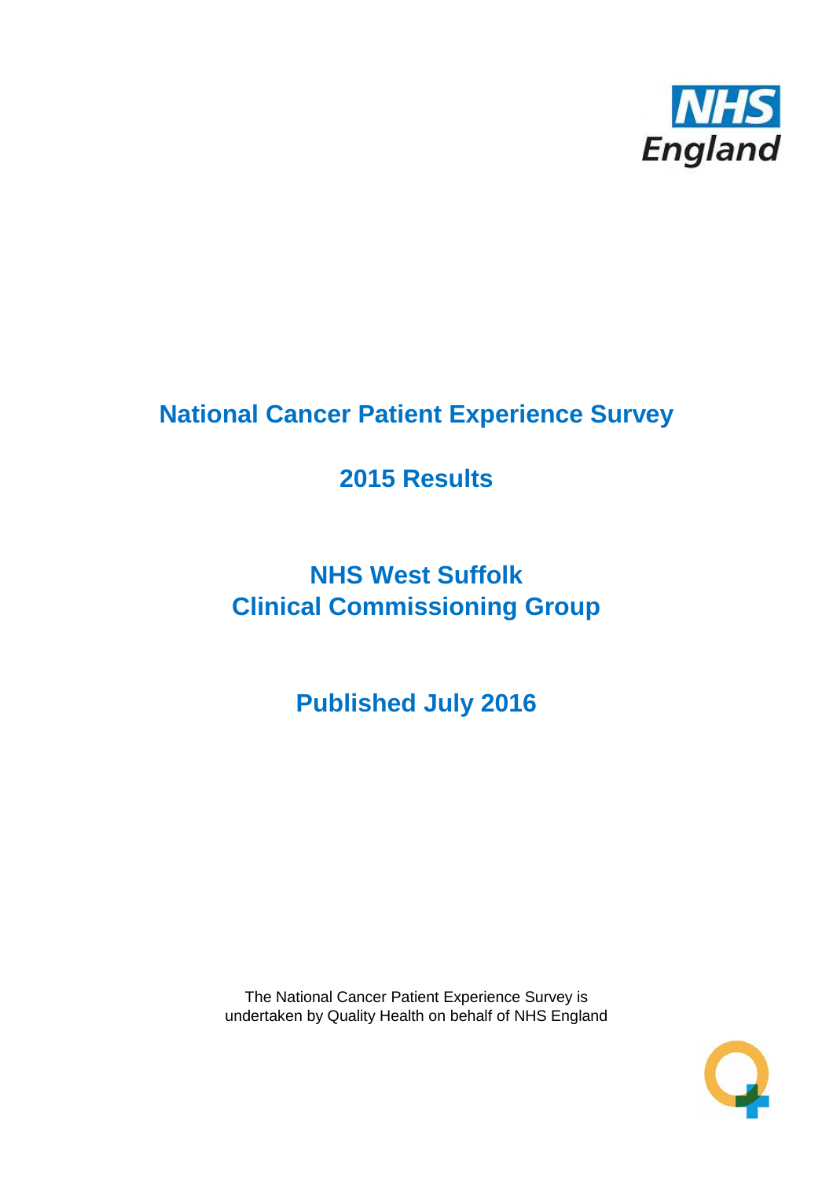# National Cancer Patient Experience Survey

## 2015 Results

## NHS West Suffolk Clinical Commissioning Group

## Published July 2016

The National Cancer Patient Experience Survey is undertaken by Quality Health on behalf of NHS England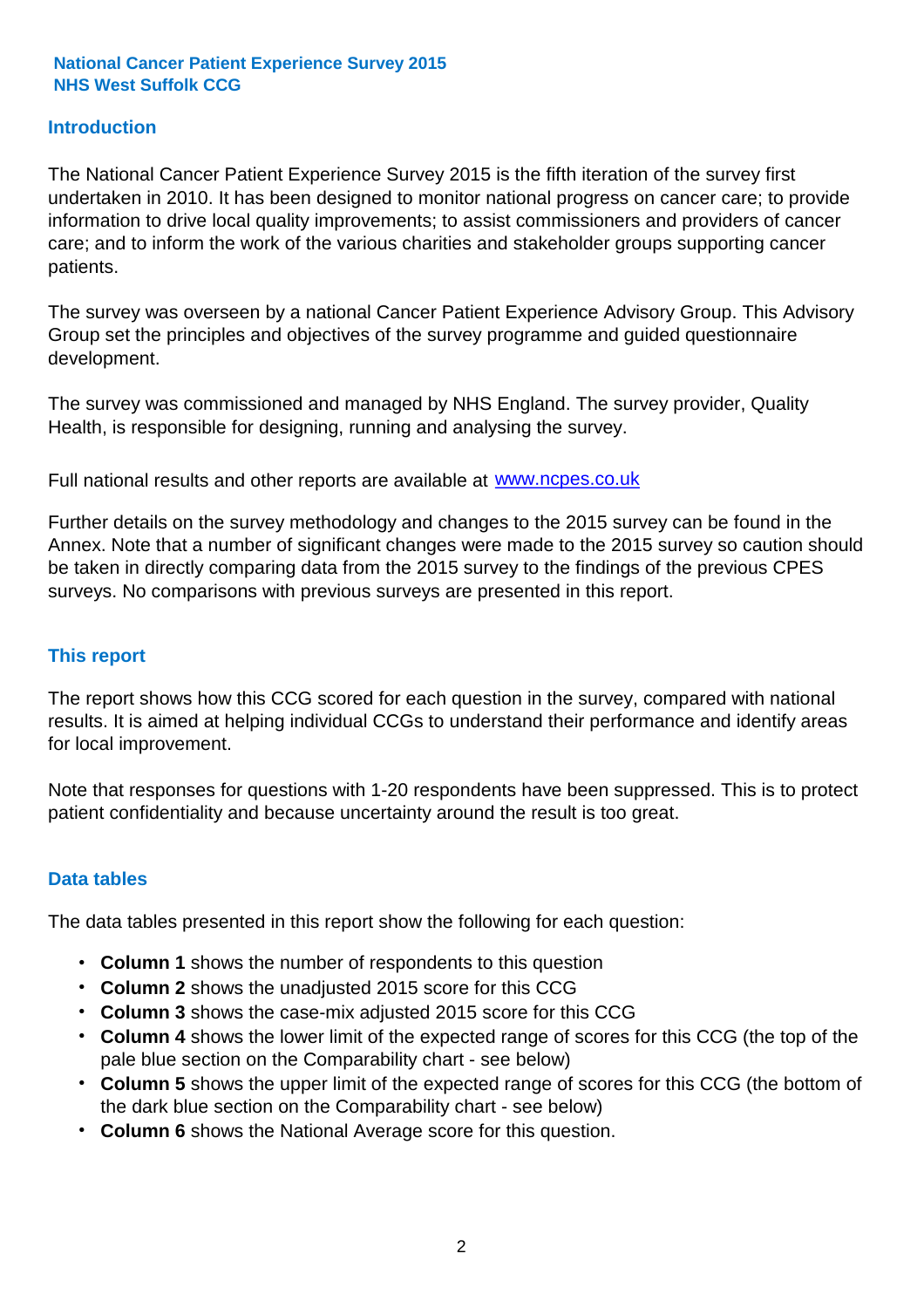**National Cancer Patient Experience Survey 2015**
**NHS West Suffolk CCG**

## Introduction

The National Cancer Patient Experience Survey 2015 is the fifth iteration of the survey first undertaken in 2010. It has been designed to monitor national progress on cancer care; to provide information to drive local quality improvements; to assist commissioners and providers of cancer care; and to inform the work of the various charities and stakeholder groups supporting cancer patients.

The survey was overseen by a national Cancer Patient Experience Advisory Group. This Advisory Group set the principles and objectives of the survey programme and guided questionnaire development.

The survey was commissioned and managed by NHS England. The survey provider, Quality Health, is responsible for designing, running and analysing the survey.

Full national results and other reports are available at www.ncpes.co.uk

Further details on the survey methodology and changes to the 2015 survey can be found in the Annex. Note that a number of significant changes were made to the 2015 survey so caution should be taken in directly comparing data from the 2015 survey to the findings of the previous CPES surveys. No comparisons with previous surveys are presented in this report.

## This report

The report shows how this CCG scored for each question in the survey, compared with national results. It is aimed at helping individual CCGs to understand their performance and identify areas for local improvement.

Note that responses for questions with 1-20 respondents have been suppressed. This is to protect patient confidentiality and because uncertainty around the result is too great.

## Data tables

The data tables presented in this report show the following for each question:

- **Column 1** shows the number of respondents to this question
- **Column 2** shows the unadjusted 2015 score for this CCG
- **Column 3** shows the case-mix adjusted 2015 score for this CCG
- **Column 4** shows the lower limit of the expected range of scores for this CCG (the top of the pale blue section on the Comparability chart - see below)
- **Column 5** shows the upper limit of the expected range of scores for this CCG (the bottom of the dark blue section on the Comparability chart - see below)
- **Column 6** shows the National Average score for this question.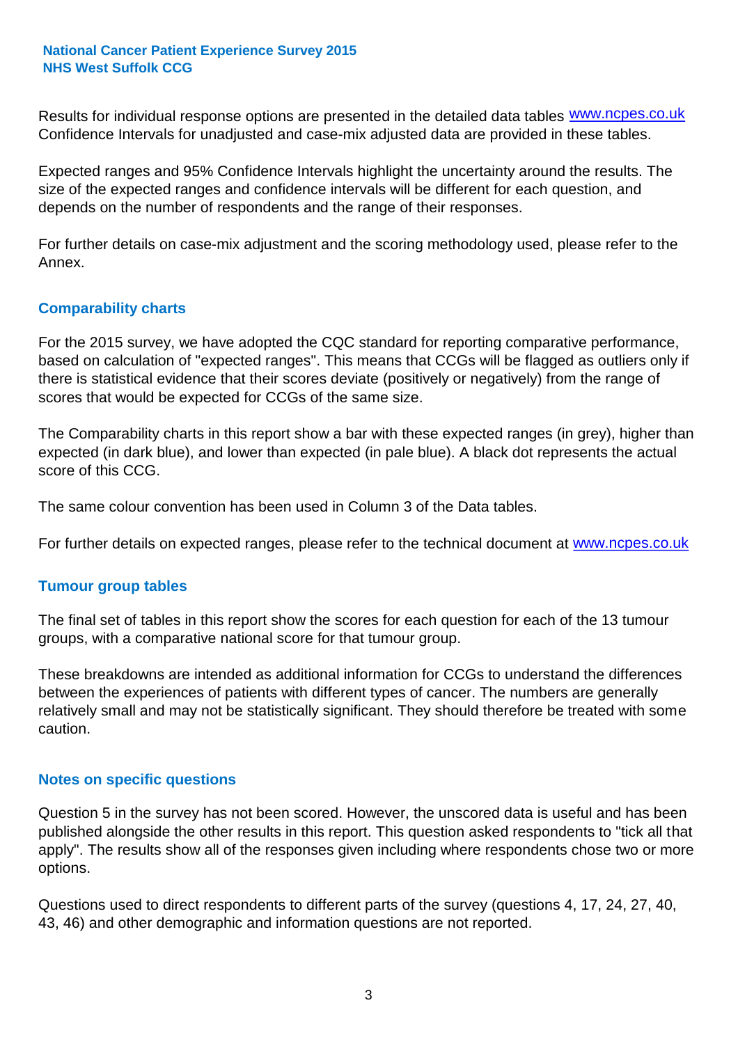Results for individual response options are presented in the detailed data tables www.ncpes.co.uk Confidence Intervals for unadjusted and case-mix adjusted data are provided in these tables.

Expected ranges and 95% Confidence Intervals highlight the uncertainty around the results. The size of the expected ranges and confidence intervals will be different for each question, and depends on the number of respondents and the range of their responses.

For further details on case-mix adjustment and the scoring methodology used, please refer to the Annex.

## Comparability charts

For the 2015 survey, we have adopted the CQC standard for reporting comparative performance, based on calculation of "expected ranges". This means that CCGs will be flagged as outliers only if there is statistical evidence that their scores deviate (positively or negatively) from the range of scores that would be expected for CCGs of the same size.

The Comparability charts in this report show a bar with these expected ranges (in grey), higher than expected (in dark blue), and lower than expected (in pale blue). A black dot represents the actual score of this CCG.

The same colour convention has been used in Column 3 of the Data tables.

For further details on expected ranges, please refer to the technical document at www.ncpes.co.uk

## Tumour group tables

The final set of tables in this report show the scores for each question for each of the 13 tumour groups, with a comparative national score for that tumour group.

These breakdowns are intended as additional information for CCGs to understand the differences between the experiences of patients with different types of cancer. The numbers are generally relatively small and may not be statistically significant. They should therefore be treated with some caution.

## Notes on specific questions

Question 5 in the survey has not been scored. However, the unscored data is useful and has been published alongside the other results in this report. This question asked respondents to "tick all that apply". The results show all of the responses given including where respondents chose two or more options.

Questions used to direct respondents to different parts of the survey (questions 4, 17, 24, 27, 40, 43, 46) and other demographic and information questions are not reported.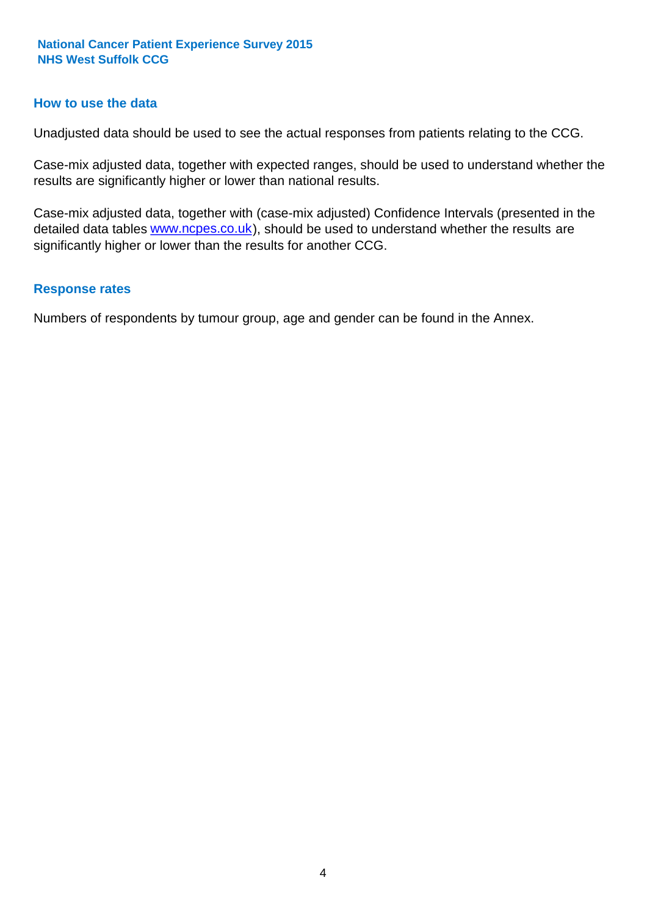## How to use the data

Unadjusted data should be used to see the actual responses from patients relating to the CCG.

Case-mix adjusted data, together with expected ranges, should be used to understand whether the results are significantly higher or lower than national results.

Case-mix adjusted data, together with (case-mix adjusted) Confidence Intervals (presented in the detailed data tables www.ncpes.co.uk), should be used to understand whether the results are significantly higher or lower than the results for another CCG.

## Response rates

Numbers of respondents by tumour group, age and gender can be found in the Annex.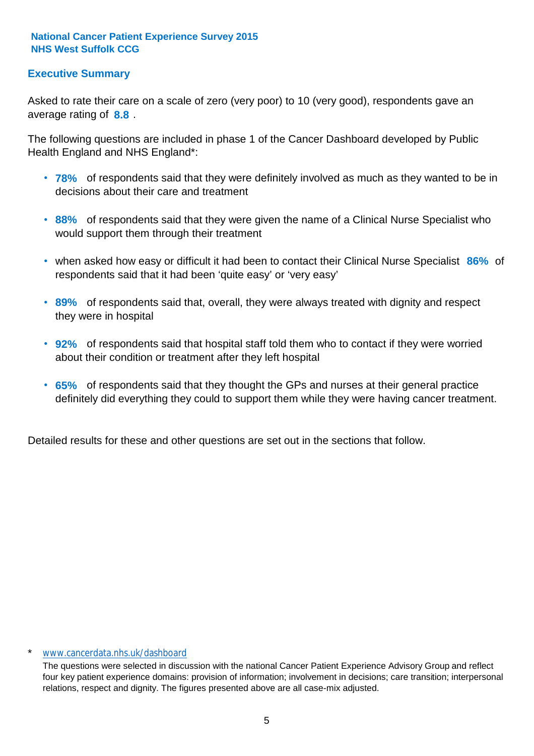**National Cancer Patient Experience Survey 2015**
**NHS West Suffolk CCG**

## Executive Summary

Asked to rate their care on a scale of zero (very poor) to 10 (very good), respondents gave an average rating of **8.8** .

The following questions are included in phase 1 of the Cancer Dashboard developed by Public Health England and NHS England*:

- **78%** of respondents said that they were definitely involved as much as they wanted to be in decisions about their care and treatment
- **88%** of respondents said that they were given the name of a Clinical Nurse Specialist who would support them through their treatment
- when asked how easy or difficult it had been to contact their Clinical Nurse Specialist **86%** of respondents said that it had been 'quite easy' or 'very easy'
- **89%** of respondents said that, overall, they were always treated with dignity and respect they were in hospital
- **92%** of respondents said that hospital staff told them who to contact if they were worried about their condition or treatment after they left hospital
- **65%** of respondents said that they thought the GPs and nurses at their general practice definitely did everything they could to support them while they were having cancer treatment.

Detailed results for these and other questions are set out in the sections that follow.

\* www.cancerdata.nhs.uk/dashboard

The questions were selected in discussion with the national Cancer Patient Experience Advisory Group and reflect four key patient experience domains: provision of information; involvement in decisions; care transition; interpersonal relations, respect and dignity. The figures presented above are all case-mix adjusted.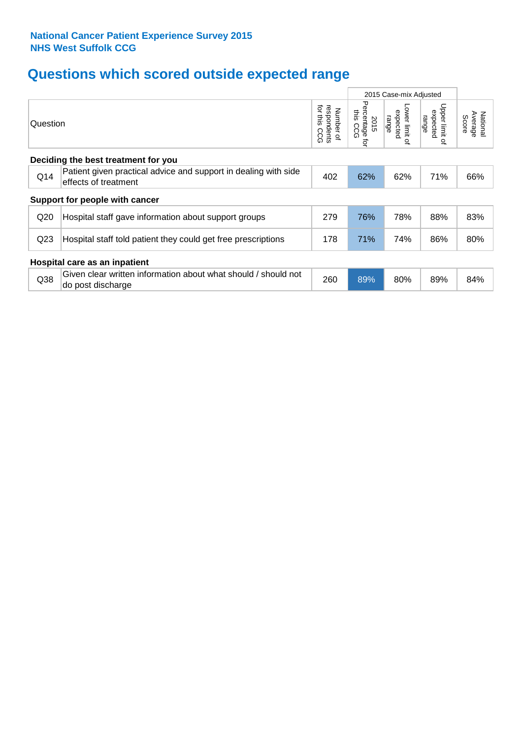**National Cancer Patient Experience Survey 2015**
**NHS West Suffolk CCG**

# Questions which scored outside expected range

| | Question | Number of respondents for this CCG | 2015 Case-mix Adjusted | | | National Average Score |
|---|---|---|---|---|---|---|
| | | | 2015 Percentage for this CCG | Lower limit of expected range | Upper limit of expected range | |
| **Deciding the best treatment for you** | | | | | | |
| Q14 | Patient given practical advice and support in dealing with side effects of treatment | 402 | 62% | 62% | 71% | 66% |
| **Support for people with cancer** | | | | | | |
| Q20 | Hospital staff gave information about support groups | 279 | 76% | 78% | 88% | 83% |
| Q23 | Hospital staff told patient they could get free prescriptions | 178 | 71% | 74% | 86% | 80% |
| **Hospital care as an inpatient** | | | | | | |
| Q38 | Given clear written information about what should / should not do post discharge | 260 | 89% | 80% | 89% | 84% |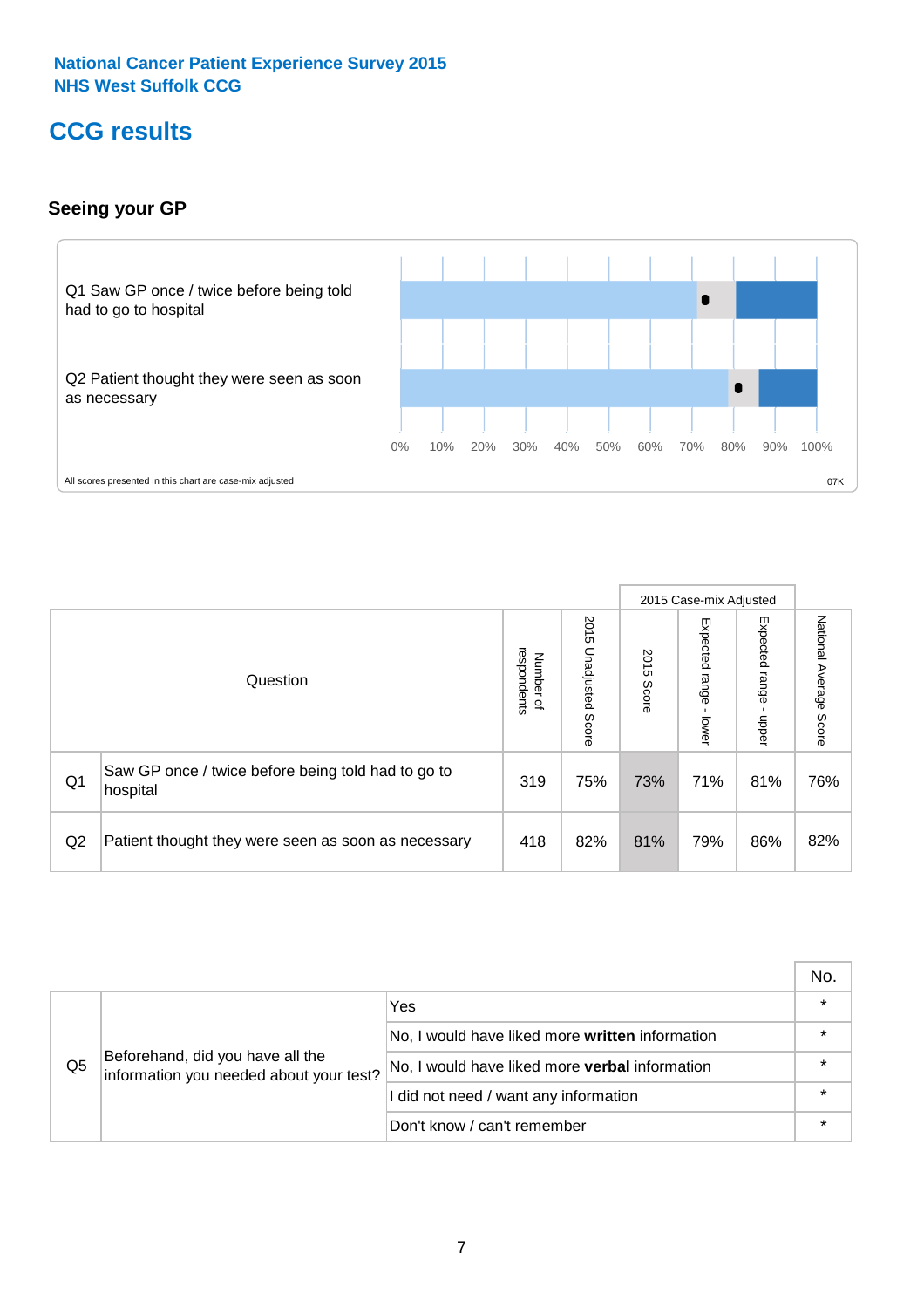National Cancer Patient Experience Survey 2015
NHS West Suffolk CCG

# CCG results

## Seeing your GP

Q1 Saw GP once / twice before being told had to go to hospital

Q2 Patient thought they were seen as soon as necessary

0% 10% 20% 30% 40% 50% 60% 70% 80% 90% 100%

All scores presented in this chart are case-mix adjusted

07K

| | Question | Number of respondents | 2015 Unadjusted Score | 2015 Case-mix Adjusted | | | National Average Score |
|---|---|---|---|---|---|---|---|
| | | | | 2015 Score | Expected range - lower | Expected range - upper | |
| Q1 | Saw GP once / twice before being told had to go to hospital | 319 | 75% | 73% | 71% | 81% | 76% |
| Q2 | Patient thought they were seen as soon as necessary | 418 | 82% | 81% | 79% | 86% | 82% |

| | | | No. |
|---|---|---|---|
| Q5 | Beforehand, did you have all the information you needed about your test? | Yes | * |
| | | No, I would have liked more **written** information | * |
| | | No, I would have liked more **verbal** information | * |
| | | I did not need / want any information | * |
| | | Don't know / can't remember | * |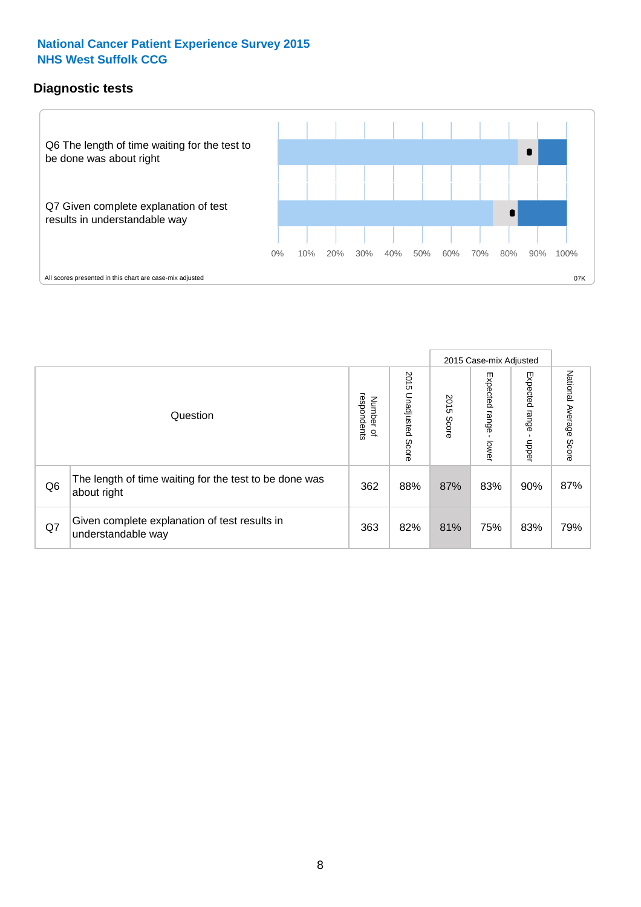**National Cancer Patient Experience Survey 2015**
**NHS West Suffolk CCG**

## Diagnostic tests

Q6 The length of time waiting for the test to be done was about right

Q7 Given complete explanation of test results in understandable way

0% 10% 20% 30% 40% 50% 60% 70% 80% 90% 100%

All scores presented in this chart are case-mix adjusted

07K

| | Question | Number of respondents | 2015 Unadjusted Score | 2015 Case-mix Adjusted 2015 Score | 2015 Case-mix Adjusted Expected range - lower | 2015 Case-mix Adjusted Expected range - upper | National Average Score |
|---|---|---|---|---|---|---|---|
| Q6 | The length of time waiting for the test to be done was about right | 362 | 88% | 87% | 83% | 90% | 87% |
| Q7 | Given complete explanation of test results in understandable way | 363 | 82% | 81% | 75% | 83% | 79% |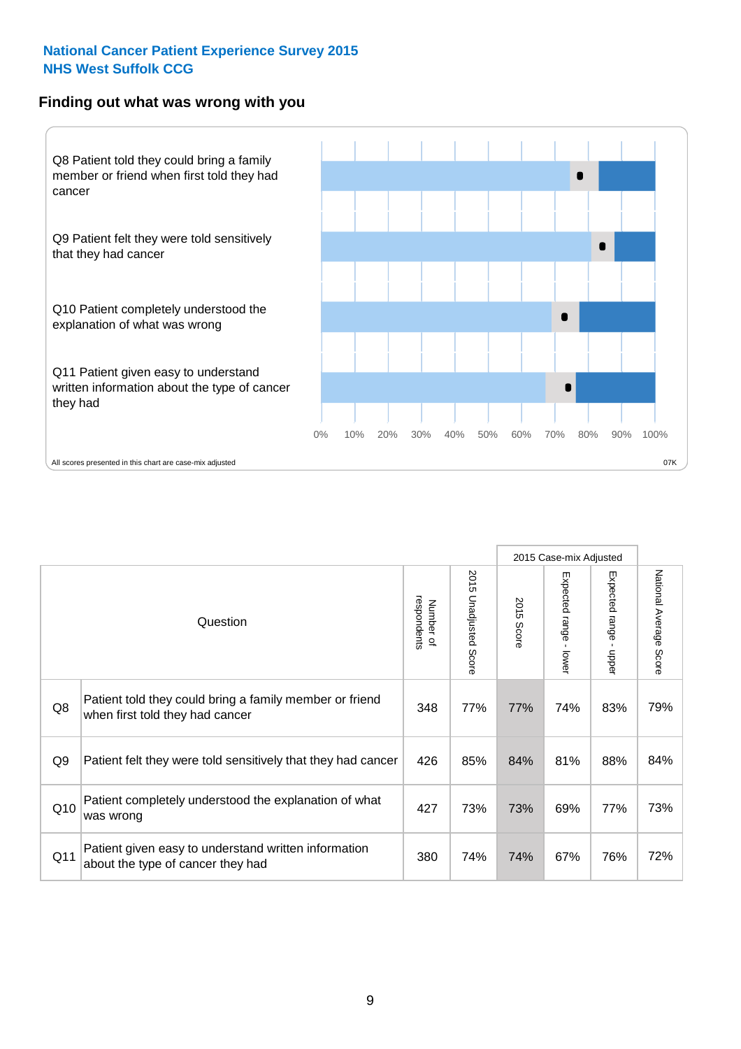**National Cancer Patient Experience Survey 2015**
**NHS West Suffolk CCG**

## Finding out what was wrong with you

Q8 Patient told they could bring a family member or friend when first told they had cancer

Q9 Patient felt they were told sensitively that they had cancer

Q10 Patient completely understood the explanation of what was wrong

Q11 Patient given easy to understand written information about the type of cancer they had

0% 10% 20% 30% 40% 50% 60% 70% 80% 90% 100%

All scores presented in this chart are case-mix adjusted

07K

| | Question | Number of respondents | 2015 Unadjusted Score | 2015 Case-mix Adjusted: 2015 Score | 2015 Case-mix Adjusted: Expected range - lower | 2015 Case-mix Adjusted: Expected range - upper | National Average Score |
|---|---|---|---|---|---|---|---|
| Q8 | Patient told they could bring a family member or friend when first told they had cancer | 348 | 77% | 77% | 74% | 83% | 79% |
| Q9 | Patient felt they were told sensitively that they had cancer | 426 | 85% | 84% | 81% | 88% | 84% |
| Q10 | Patient completely understood the explanation of what was wrong | 427 | 73% | 73% | 69% | 77% | 73% |
| Q11 | Patient given easy to understand written information about the type of cancer they had | 380 | 74% | 74% | 67% | 76% | 72% |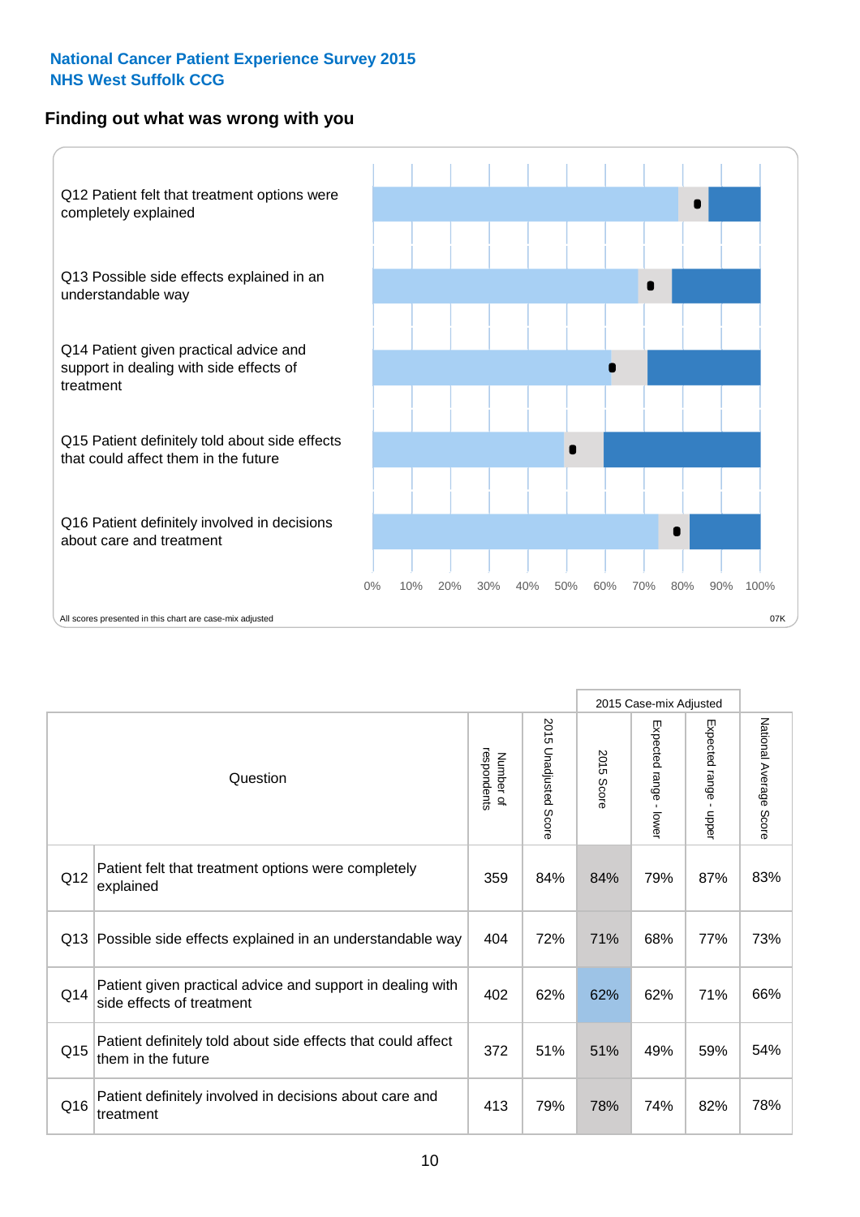**National Cancer Patient Experience Survey 2015**
**NHS West Suffolk CCG**

## Finding out what was wrong with you

Q12 Patient felt that treatment options were completely explained

Q13 Possible side effects explained in an understandable way

Q14 Patient given practical advice and support in dealing with side effects of treatment

Q15 Patient definitely told about side effects that could affect them in the future

Q16 Patient definitely involved in decisions about care and treatment

0% 10% 20% 30% 40% 50% 60% 70% 80% 90% 100%

All scores presented in this chart are case-mix adjusted

07K

| | Question | Number of respondents | 2015 Unadjusted Score | 2015 Case-mix Adjusted: 2015 Score | 2015 Case-mix Adjusted: Expected range - lower | 2015 Case-mix Adjusted: Expected range - upper | National Average Score |
|---|---|---|---|---|---|---|---|
| Q12 | Patient felt that treatment options were completely explained | 359 | 84% | 84% | 79% | 87% | 83% |
| Q13 | Possible side effects explained in an understandable way | 404 | 72% | 71% | 68% | 77% | 73% |
| Q14 | Patient given practical advice and support in dealing with side effects of treatment | 402 | 62% | 62% | 62% | 71% | 66% |
| Q15 | Patient definitely told about side effects that could affect them in the future | 372 | 51% | 51% | 49% | 59% | 54% |
| Q16 | Patient definitely involved in decisions about care and treatment | 413 | 79% | 78% | 74% | 82% | 78% |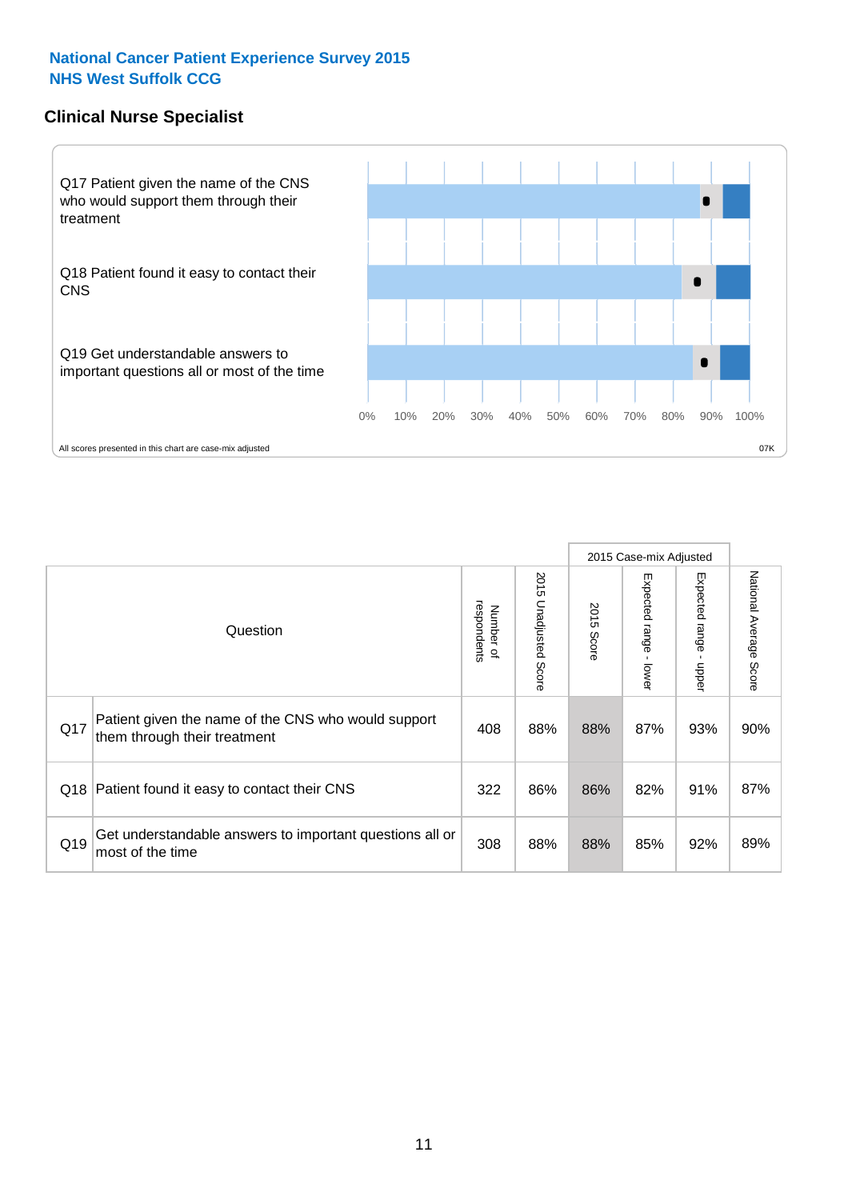## National Cancer Patient Experience Survey 2015
## NHS West Suffolk CCG

### Clinical Nurse Specialist

Q17 Patient given the name of the CNS who would support them through their treatment

Q18 Patient found it easy to contact their CNS

Q19 Get understandable answers to important questions all or most of the time

0% 10% 20% 30% 40% 50% 60% 70% 80% 90% 100%

All scores presented in this chart are case-mix adjusted

07K

| Question | | Number of respondents | 2015 Unadjusted Score | 2015 Case-mix Adjusted: 2015 Score | 2015 Case-mix Adjusted: Expected range - lower | 2015 Case-mix Adjusted: Expected range - upper | National Average Score |
|---|---|---|---|---|---|---|---|
| Q17 | Patient given the name of the CNS who would support them through their treatment | 408 | 88% | 88% | 87% | 93% | 90% |
| Q18 | Patient found it easy to contact their CNS | 322 | 86% | 86% | 82% | 91% | 87% |
| Q19 | Get understandable answers to important questions all or most of the time | 308 | 88% | 88% | 85% | 92% | 89% |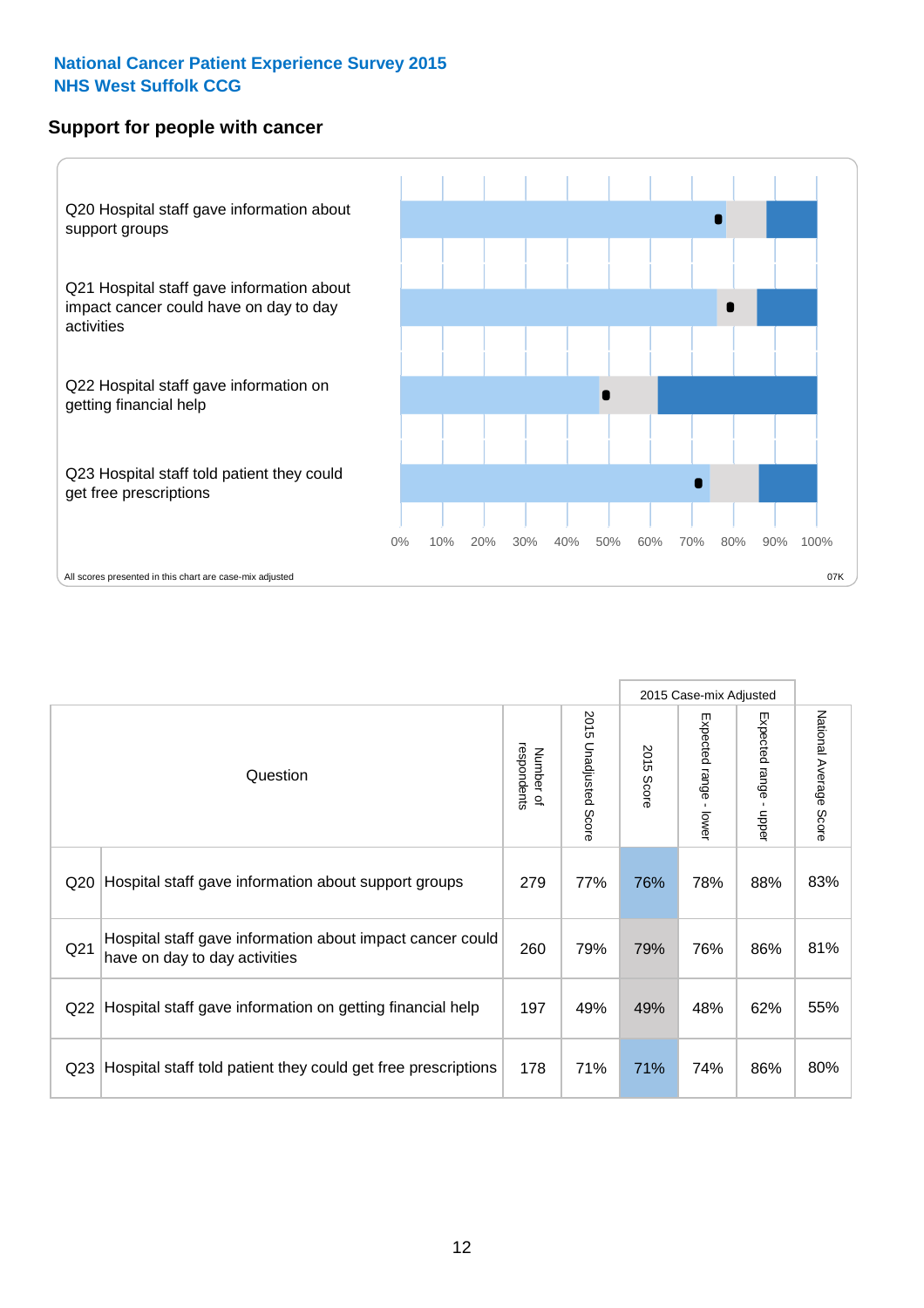National Cancer Patient Experience Survey 2015
NHS West Suffolk CCG

## Support for people with cancer

Q20 Hospital staff gave information about support groups

Q21 Hospital staff gave information about impact cancer could have on day to day activities

Q22 Hospital staff gave information on getting financial help

Q23 Hospital staff told patient they could get free prescriptions

0% 10% 20% 30% 40% 50% 60% 70% 80% 90% 100%

All scores presented in this chart are case-mix adjusted

07K

| | Question | Number of respondents | 2015 Unadjusted Score | 2015 Case-mix Adjusted | | | National Average Score |
|---|---|---|---|---|---|---|---|
| | | | | 2015 Score | Expected range - lower | Expected range - upper | |
| Q20 | Hospital staff gave information about support groups | 279 | 77% | 76% | 78% | 88% | 83% |
| Q21 | Hospital staff gave information about impact cancer could have on day to day activities | 260 | 79% | 79% | 76% | 86% | 81% |
| Q22 | Hospital staff gave information on getting financial help | 197 | 49% | 49% | 48% | 62% | 55% |
| Q23 | Hospital staff told patient they could get free prescriptions | 178 | 71% | 71% | 74% | 86% | 80% |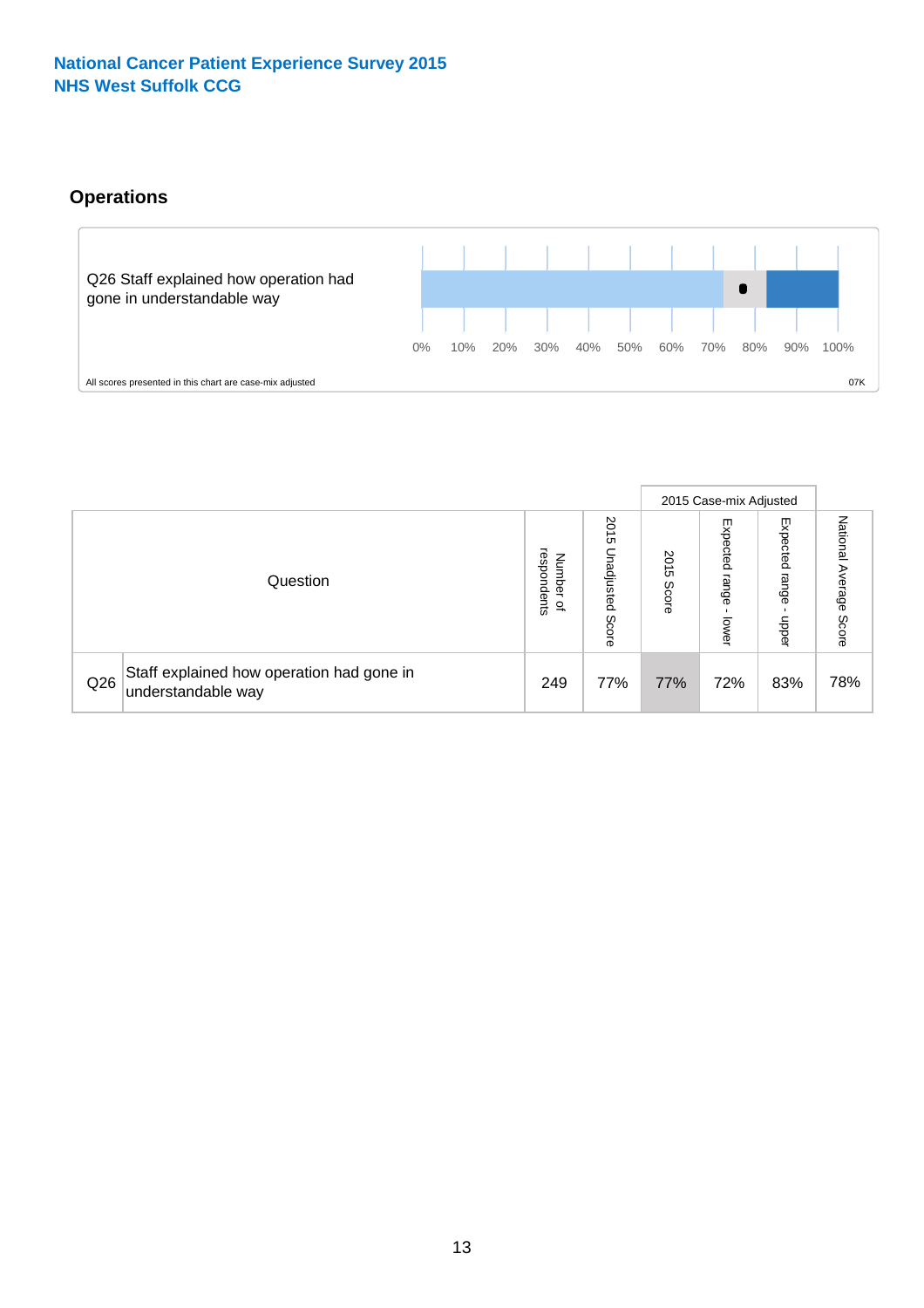National Cancer Patient Experience Survey 2015
NHS West Suffolk CCG

## Operations

Q26 Staff explained how operation had gone in understandable way

0% 10% 20% 30% 40% 50% 60% 70% 80% 90% 100%

All scores presented in this chart are case-mix adjusted

07K

| | Question | Number of respondents | 2015 Unadjusted Score | 2015 Case-mix Adjusted | | | National Average Score |
|---|---|---|---|---|---|---|---|
| | | | | 2015 Score | Expected range - lower | Expected range - upper | |
| Q26 | Staff explained how operation had gone in understandable way | 249 | 77% | 77% | 72% | 83% | 78% |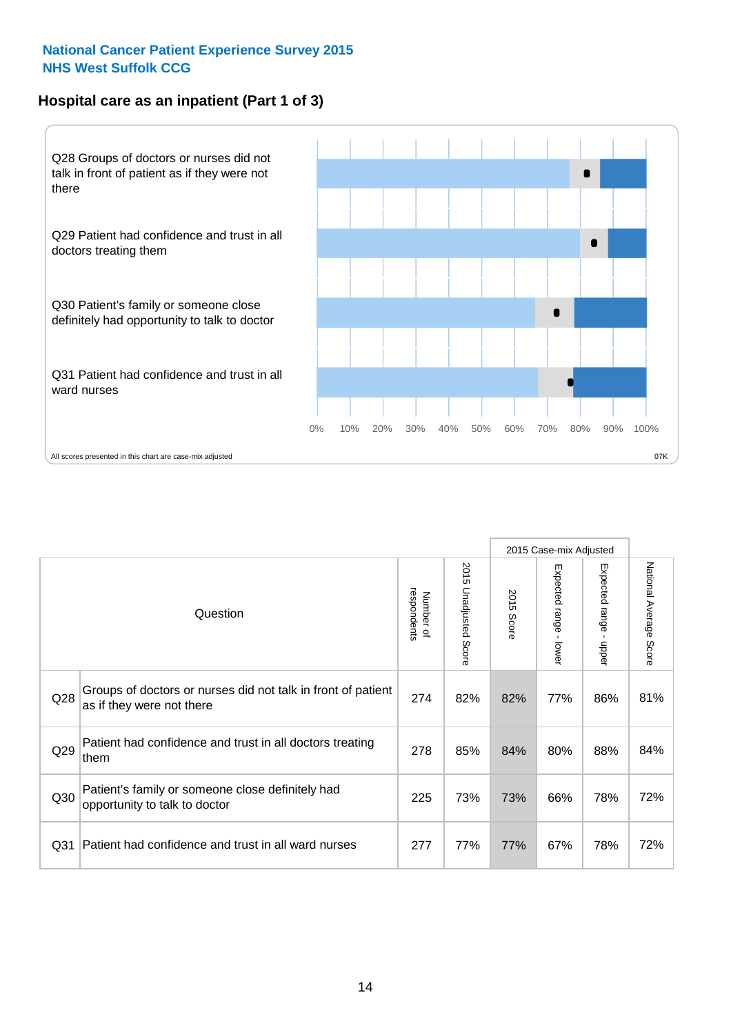**National Cancer Patient Experience Survey 2015**
**NHS West Suffolk CCG**

## Hospital care as an inpatient (Part 1 of 3)

Q28 Groups of doctors or nurses did not talk in front of patient as if they were not there

Q29 Patient had confidence and trust in all doctors treating them

Q30 Patient's family or someone close definitely had opportunity to talk to doctor

Q31 Patient had confidence and trust in all ward nurses

0% 10% 20% 30% 40% 50% 60% 70% 80% 90% 100%

All scores presented in this chart are case-mix adjusted

07K

| | Question | Number of respondents | 2015 Unadjusted Score | 2015 Case-mix Adjusted: 2015 Score | 2015 Case-mix Adjusted: Expected range - lower | 2015 Case-mix Adjusted: Expected range - upper | National Average Score |
|---|---|---|---|---|---|---|---|
| Q28 | Groups of doctors or nurses did not talk in front of patient as if they were not there | 274 | 82% | 82% | 77% | 86% | 81% |
| Q29 | Patient had confidence and trust in all doctors treating them | 278 | 85% | 84% | 80% | 88% | 84% |
| Q30 | Patient's family or someone close definitely had opportunity to talk to doctor | 225 | 73% | 73% | 66% | 78% | 72% |
| Q31 | Patient had confidence and trust in all ward nurses | 277 | 77% | 77% | 67% | 78% | 72% |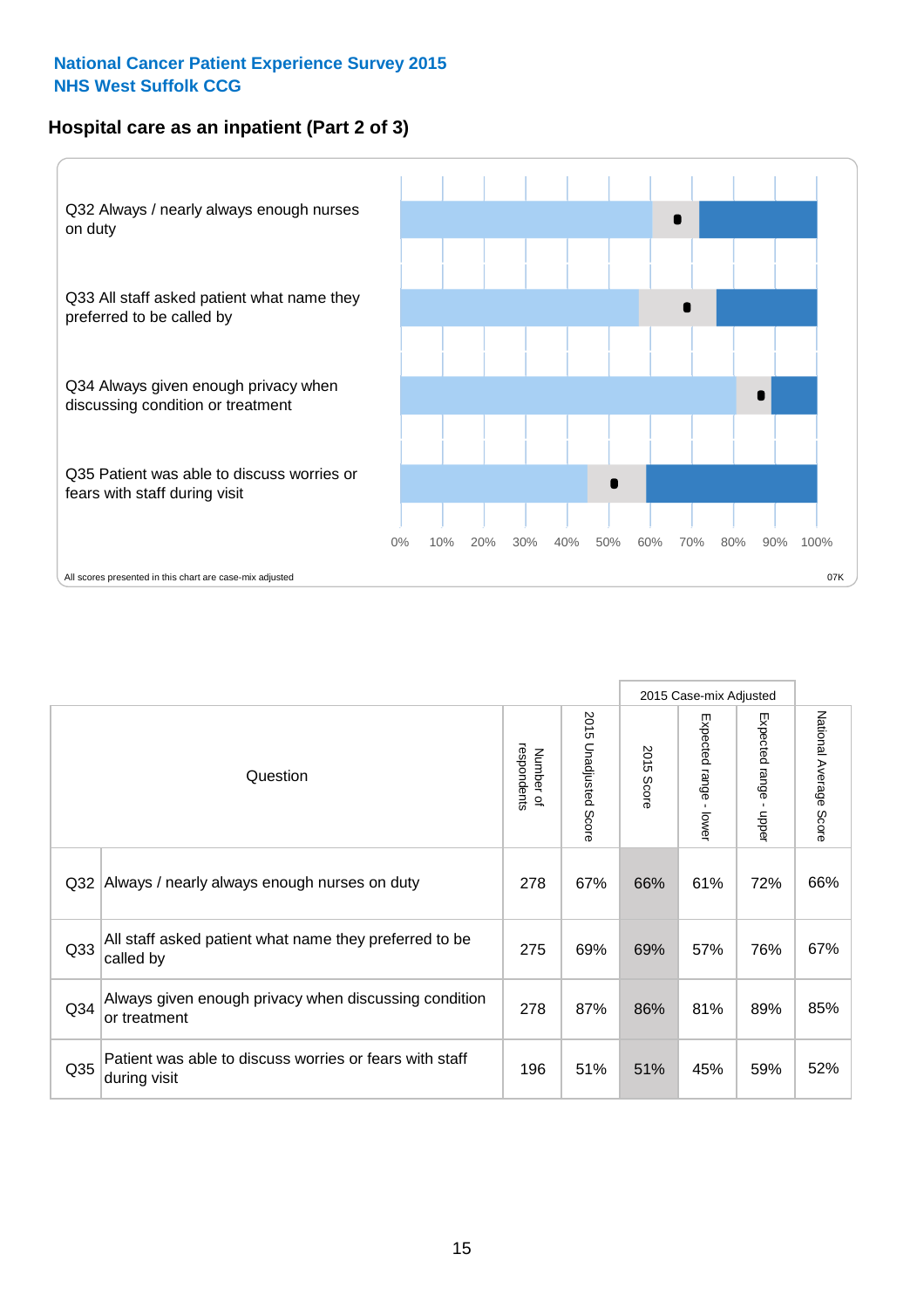**National Cancer Patient Experience Survey 2015**
**NHS West Suffolk CCG**

## Hospital care as an inpatient (Part 2 of 3)

Q32 Always / nearly always enough nurses on duty

Q33 All staff asked patient what name they preferred to be called by

Q34 Always given enough privacy when discussing condition or treatment

Q35 Patient was able to discuss worries or fears with staff during visit

0% 10% 20% 30% 40% 50% 60% 70% 80% 90% 100%

All scores presented in this chart are case-mix adjusted

07K

| Question | | Number of respondents | 2015 Unadjusted Score | 2015 Case-mix Adjusted | | | National Average Score |
|---|---|---|---|---|---|---|---|
| | | | | 2015 Score | Expected range - lower | Expected range - upper | |
| Q32 | Always / nearly always enough nurses on duty | 278 | 67% | 66% | 61% | 72% | 66% |
| Q33 | All staff asked patient what name they preferred to be called by | 275 | 69% | 69% | 57% | 76% | 67% |
| Q34 | Always given enough privacy when discussing condition or treatment | 278 | 87% | 86% | 81% | 89% | 85% |
| Q35 | Patient was able to discuss worries or fears with staff during visit | 196 | 51% | 51% | 45% | 59% | 52% |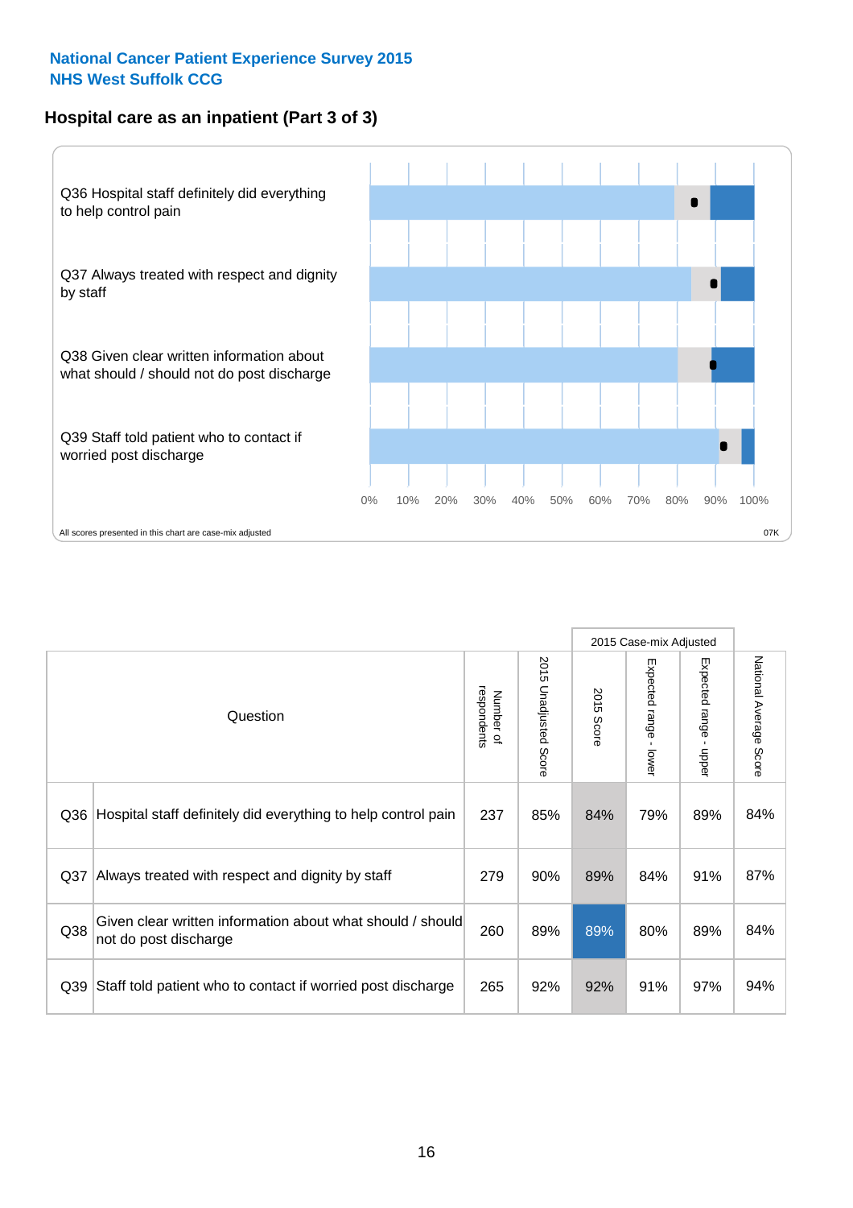**National Cancer Patient Experience Survey 2015**
**NHS West Suffolk CCG**

## Hospital care as an inpatient (Part 3 of 3)

Q36 Hospital staff definitely did everything to help control pain

Q37 Always treated with respect and dignity by staff

Q38 Given clear written information about what should / should not do post discharge

Q39 Staff told patient who to contact if worried post discharge

0% 10% 20% 30% 40% 50% 60% 70% 80% 90% 100%

All scores presented in this chart are case-mix adjusted

07K

| Question | | Number of respondents | 2015 Unadjusted Score | 2015 Case-mix Adjusted: 2015 Score | 2015 Case-mix Adjusted: Expected range - lower | 2015 Case-mix Adjusted: Expected range - upper | National Average Score |
|---|---|---|---|---|---|---|---|
| Q36 | Hospital staff definitely did everything to help control pain | 237 | 85% | 84% | 79% | 89% | 84% |
| Q37 | Always treated with respect and dignity by staff | 279 | 90% | 89% | 84% | 91% | 87% |
| Q38 | Given clear written information about what should / should not do post discharge | 260 | 89% | 89% | 80% | 89% | 84% |
| Q39 | Staff told patient who to contact if worried post discharge | 265 | 92% | 92% | 91% | 97% | 94% |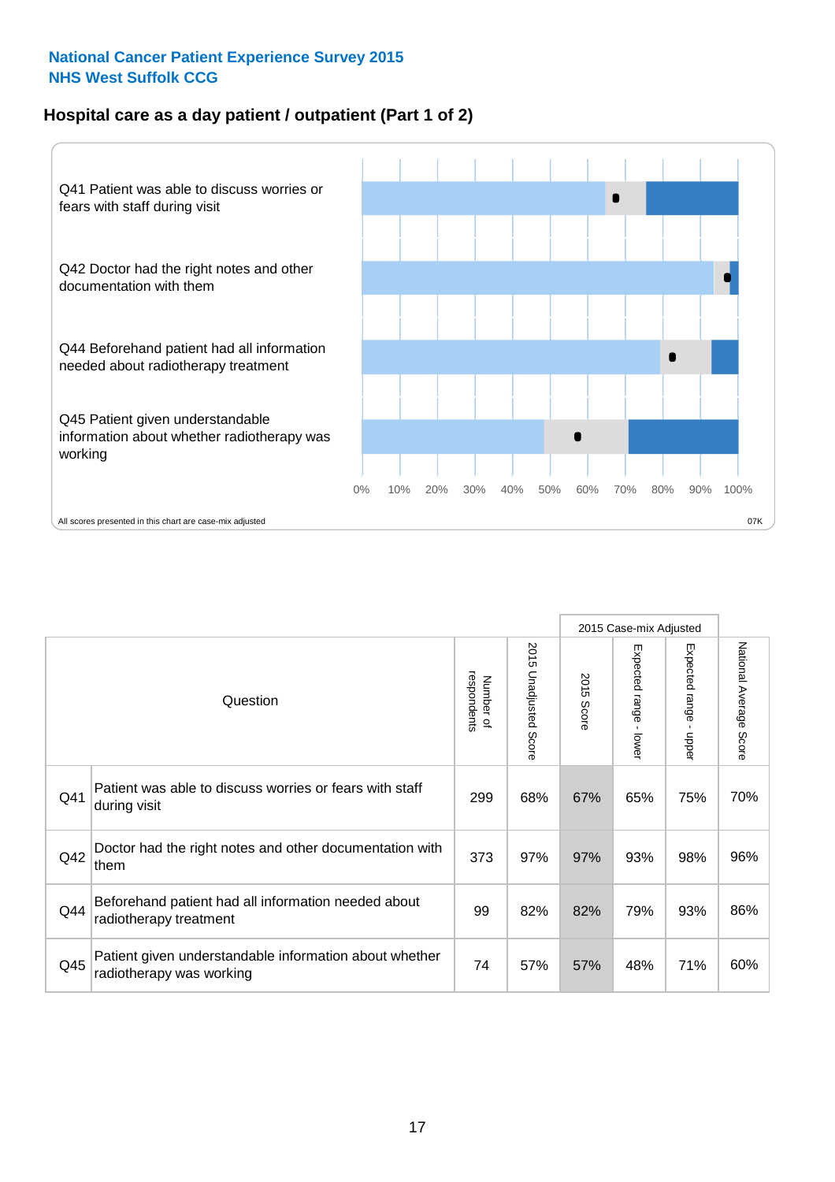**National Cancer Patient Experience Survey 2015**
**NHS West Suffolk CCG**

## Hospital care as a day patient / outpatient (Part 1 of 2)

Q41 Patient was able to discuss worries or fears with staff during visit

Q42 Doctor had the right notes and other documentation with them

Q44 Beforehand patient had all information needed about radiotherapy treatment

Q45 Patient given understandable information about whether radiotherapy was working

0% 10% 20% 30% 40% 50% 60% 70% 80% 90% 100%

All scores presented in this chart are case-mix adjusted

07K

| Question | | Number of respondents | 2015 Unadjusted Score | 2015 Case-mix Adjusted | | | National Average Score |
|---|---|---|---|---|---|---|---|
| | | | | 2015 Score | Expected range - lower | Expected range - upper | |
| Q41 | Patient was able to discuss worries or fears with staff during visit | 299 | 68% | 67% | 65% | 75% | 70% |
| Q42 | Doctor had the right notes and other documentation with them | 373 | 97% | 97% | 93% | 98% | 96% |
| Q44 | Beforehand patient had all information needed about radiotherapy treatment | 99 | 82% | 82% | 79% | 93% | 86% |
| Q45 | Patient given understandable information about whether radiotherapy was working | 74 | 57% | 57% | 48% | 71% | 60% |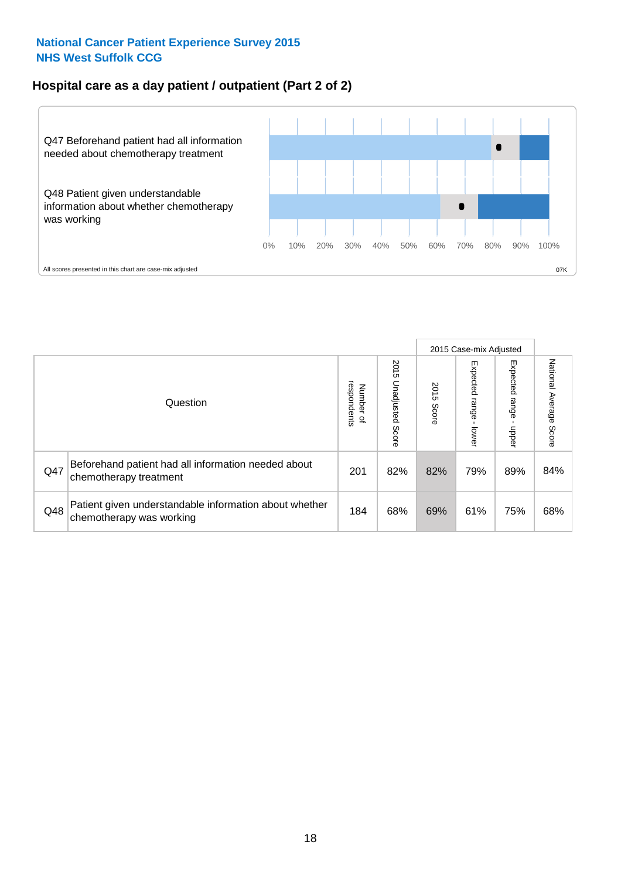**National Cancer Patient Experience Survey 2015**
**NHS West Suffolk CCG**

## Hospital care as a day patient / outpatient (Part 2 of 2)

Q47 Beforehand patient had all information needed about chemotherapy treatment

Q48 Patient given understandable information about whether chemotherapy was working

0% 10% 20% 30% 40% 50% 60% 70% 80% 90% 100%

All scores presented in this chart are case-mix adjusted

07K

| Question | | Number of respondents | 2015 Unadjusted Score | 2015 Case-mix Adjusted: 2015 Score | 2015 Case-mix Adjusted: Expected range - lower | 2015 Case-mix Adjusted: Expected range - upper | National Average Score |
|---|---|---|---|---|---|---|---|
| Q47 | Beforehand patient had all information needed about chemotherapy treatment | 201 | 82% | 82% | 79% | 89% | 84% |
| Q48 | Patient given understandable information about whether chemotherapy was working | 184 | 68% | 69% | 61% | 75% | 68% |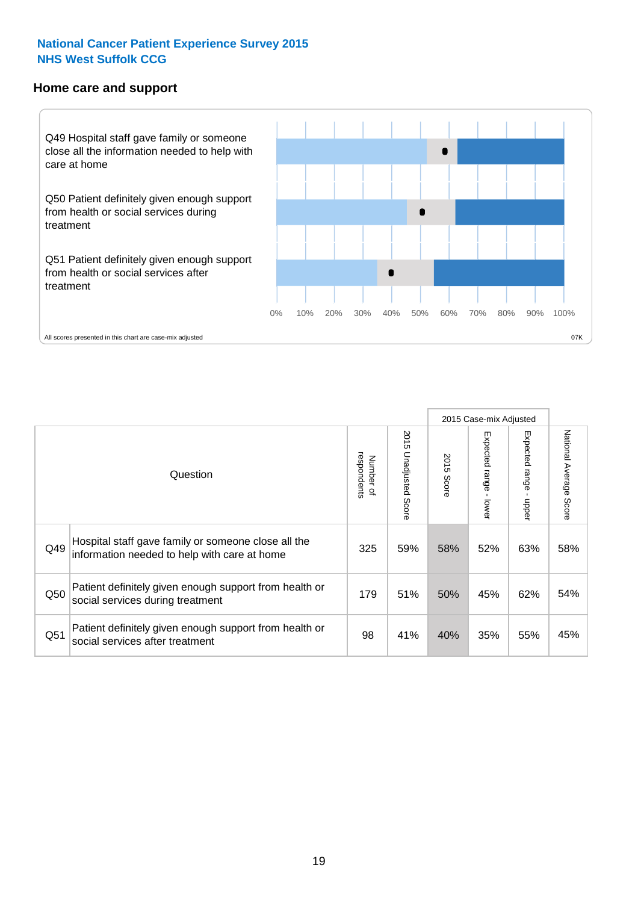National Cancer Patient Experience Survey 2015
NHS West Suffolk CCG

## Home care and support

Q49 Hospital staff gave family or someone close all the information needed to help with care at home

Q50 Patient definitely given enough support from health or social services during treatment

Q51 Patient definitely given enough support from health or social services after treatment

0% 10% 20% 30% 40% 50% 60% 70% 80% 90% 100%

All scores presented in this chart are case-mix adjusted

07K

| Question | | Number of respondents | 2015 Unadjusted Score | 2015 Case-mix Adjusted | | | National Average Score |
|---|---|---|---|---|---|---|---|
| | | | | 2015 Score | Expected range - lower | Expected range - upper | |
| Q49 | Hospital staff gave family or someone close all the information needed to help with care at home | 325 | 59% | 58% | 52% | 63% | 58% |
| Q50 | Patient definitely given enough support from health or social services during treatment | 179 | 51% | 50% | 45% | 62% | 54% |
| Q51 | Patient definitely given enough support from health or social services after treatment | 98 | 41% | 40% | 35% | 55% | 45% |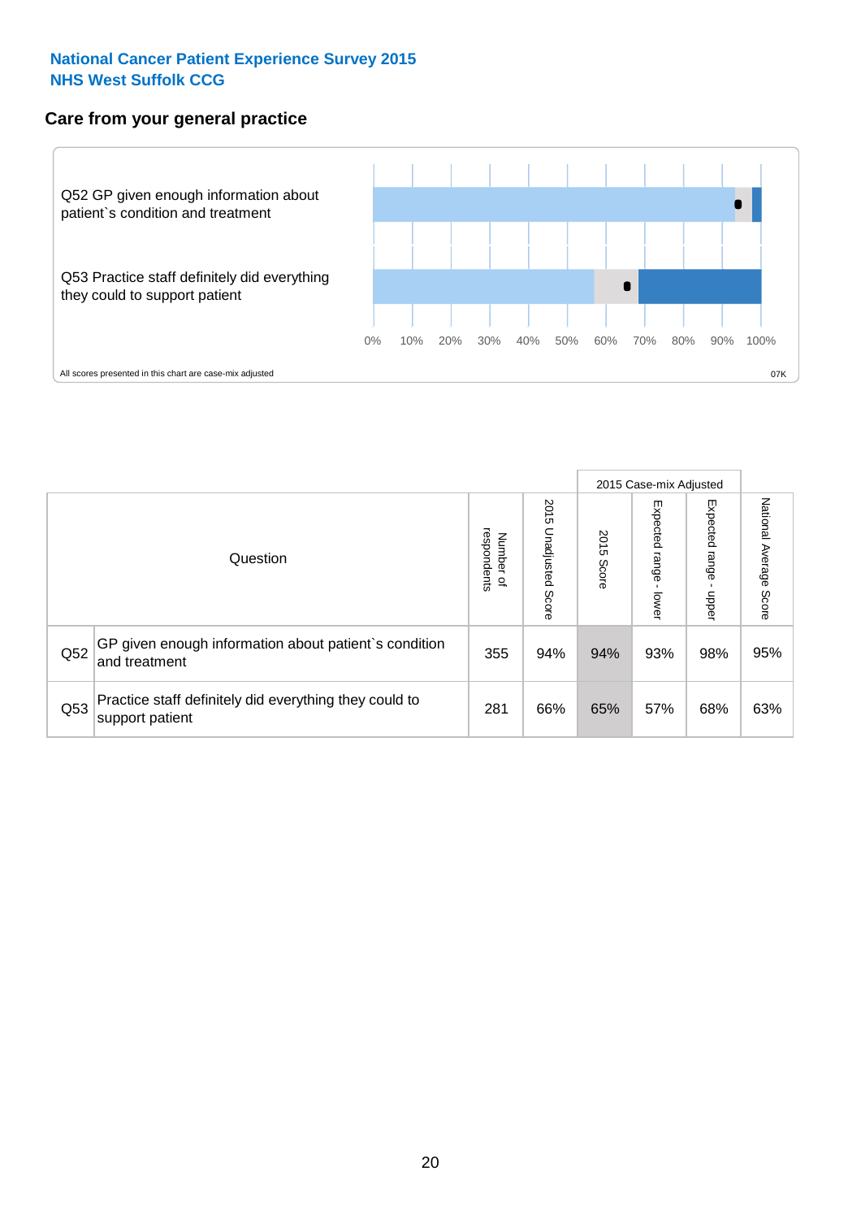**National Cancer Patient Experience Survey 2015**
**NHS West Suffolk CCG**

## Care from your general practice

Q52 GP given enough information about patient`s condition and treatment

Q53 Practice staff definitely did everything they could to support patient

0% 10% 20% 30% 40% 50% 60% 70% 80% 90% 100%

All scores presented in this chart are case-mix adjusted

07K

| | Question | Number of respondents | 2015 Unadjusted Score | 2015 Case-mix Adjusted: 2015 Score | 2015 Case-mix Adjusted: Expected range - lower | 2015 Case-mix Adjusted: Expected range - upper | National Average Score |
|---|---|---|---|---|---|---|---|
| Q52 | GP given enough information about patient`s condition and treatment | 355 | 94% | 94% | 93% | 98% | 95% |
| Q53 | Practice staff definitely did everything they could to support patient | 281 | 66% | 65% | 57% | 68% | 63% |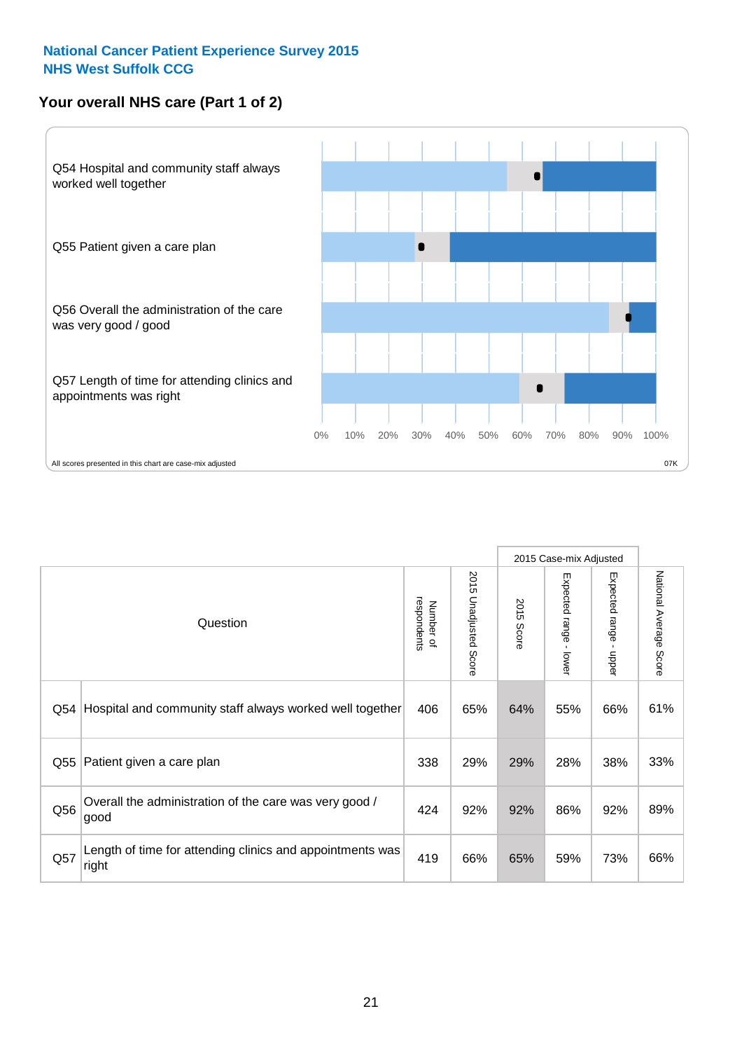National Cancer Patient Experience Survey 2015
NHS West Suffolk CCG

## Your overall NHS care (Part 1 of 2)

Q54 Hospital and community staff always worked well together

Q55 Patient given a care plan

Q56 Overall the administration of the care was very good / good

Q57 Length of time for attending clinics and appointments was right

0% 10% 20% 30% 40% 50% 60% 70% 80% 90% 100%

All scores presented in this chart are case-mix adjusted

07K

| Question | | Number of respondents | 2015 Unadjusted Score | 2015 Case-mix Adjusted | | | National Average Score |
|---|---|---|---|---|---|---|---|
| | | | | 2015 Score | Expected range - lower | Expected range - upper | |
| Q54 | Hospital and community staff always worked well together | 406 | 65% | 64% | 55% | 66% | 61% |
| Q55 | Patient given a care plan | 338 | 29% | 29% | 28% | 38% | 33% |
| Q56 | Overall the administration of the care was very good / good | 424 | 92% | 92% | 86% | 92% | 89% |
| Q57 | Length of time for attending clinics and appointments was right | 419 | 66% | 65% | 59% | 73% | 66% |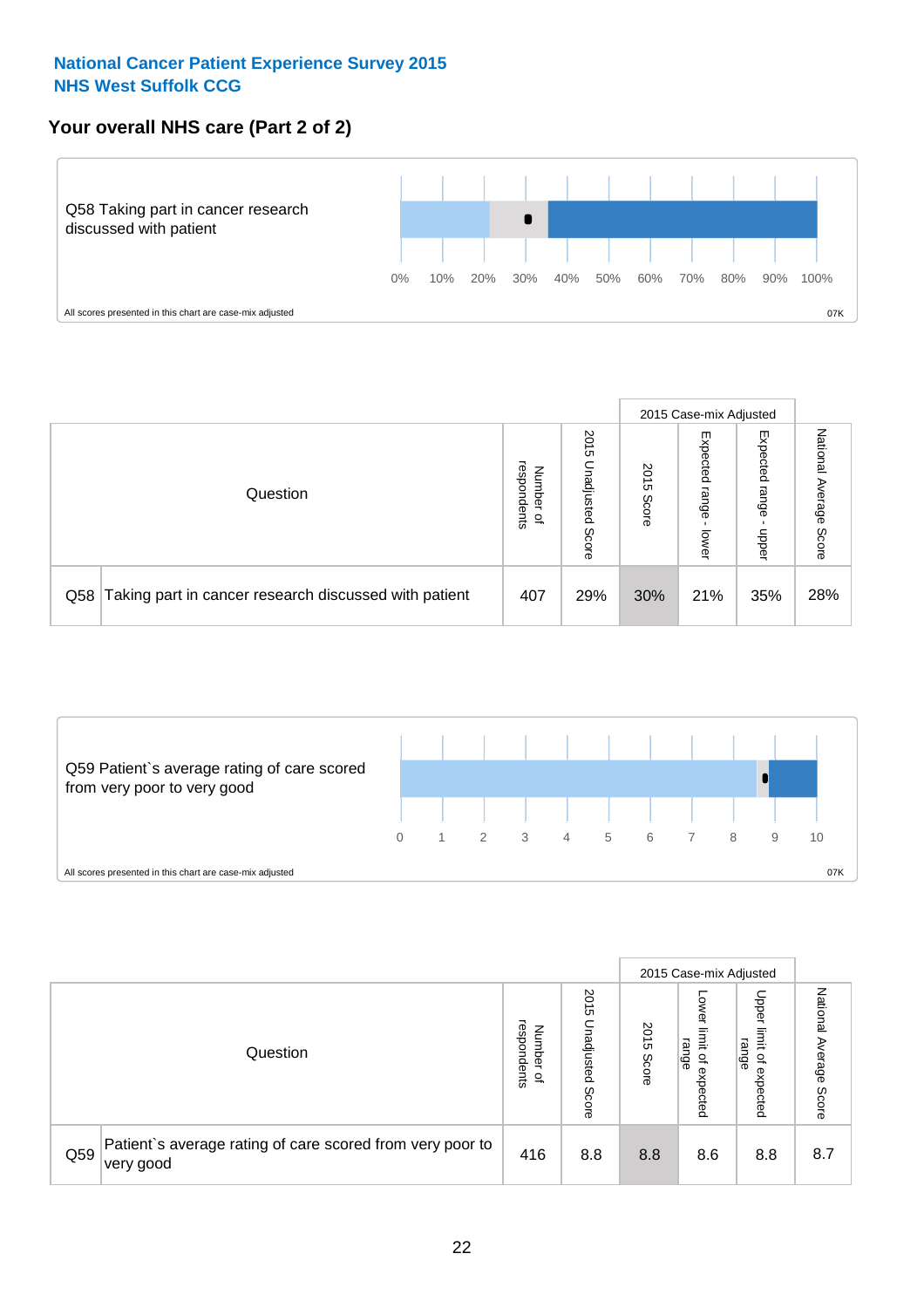**National Cancer Patient Experience Survey 2015**
**NHS West Suffolk CCG**

## Your overall NHS care (Part 2 of 2)

Q58 Taking part in cancer research discussed with patient

0% 10% 20% 30% 40% 50% 60% 70% 80% 90% 100%

All scores presented in this chart are case-mix adjusted

07K

| Question | | Number of respondents | 2015 Unadjusted Score | 2015 Case-mix Adjusted | | | National Average Score |
|---|---|---|---|---|---|---|---|
| | | | | 2015 Score | Expected range - lower | Expected range - upper | |
| Q58 | Taking part in cancer research discussed with patient | 407 | 29% | 30% | 21% | 35% | 28% |

Q59 Patient`s average rating of care scored from very poor to very good

0 1 2 3 4 5 6 7 8 9 10

All scores presented in this chart are case-mix adjusted

07K

| Question | | Number of respondents | 2015 Unadjusted Score | 2015 Case-mix Adjusted | | | National Average Score |
|---|---|---|---|---|---|---|---|
| | | | | 2015 Score | Lower limit of expected range | Upper limit of expected range | |
| Q59 | Patient`s average rating of care scored from very poor to very good | 416 | 8.8 | 8.8 | 8.6 | 8.8 | 8.7 |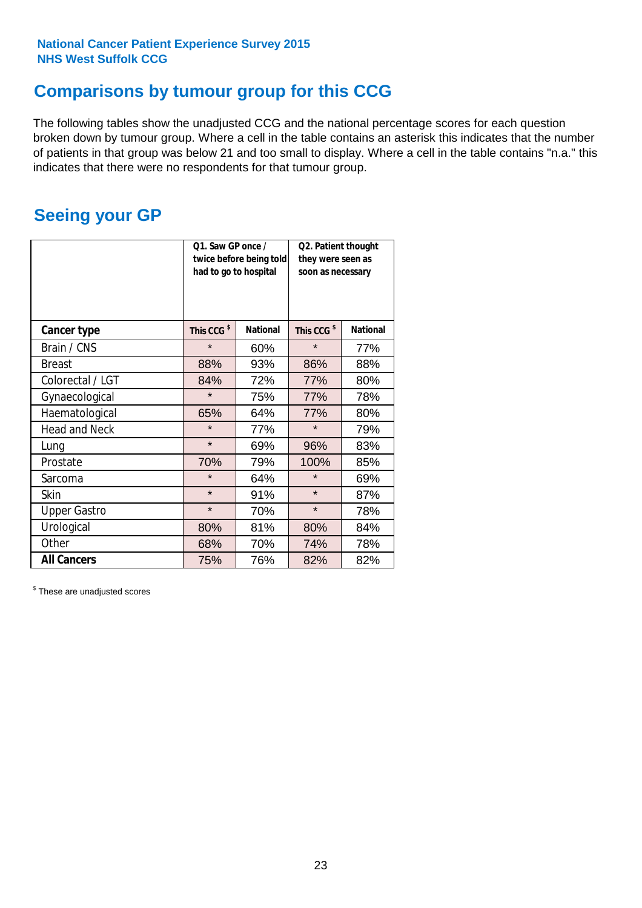National Cancer Patient Experience Survey 2015
NHS West Suffolk CCG

## Comparisons by tumour group for this CCG

The following tables show the unadjusted CCG and the national percentage scores for each question broken down by tumour group. Where a cell in the table contains an asterisk this indicates that the number of patients in that group was below 21 and too small to display. Where a cell in the table contains "n.a." this indicates that there were no respondents for that tumour group.

## Seeing your GP

| | Q1. Saw GP once / twice before being told had to go to hospital | | Q2. Patient thought they were seen as soon as necessary | |
|---|---|---|---|---|
| **Cancer type** | **This CCG $** | **National** | **This CCG $** | **National** |
| Brain / CNS | * | 60% | * | 77% |
| Breast | 88% | 93% | 86% | 88% |
| Colorectal / LGT | 84% | 72% | 77% | 80% |
| Gynaecological | * | 75% | 77% | 78% |
| Haematological | 65% | 64% | 77% | 80% |
| Head and Neck | * | 77% | * | 79% |
| Lung | * | 69% | 96% | 83% |
| Prostate | 70% | 79% | 100% | 85% |
| Sarcoma | * | 64% | * | 69% |
| Skin | * | 91% | * | 87% |
| Upper Gastro | * | 70% | * | 78% |
| Urological | 80% | 81% | 80% | 84% |
| Other | 68% | 70% | 74% | 78% |
| **All Cancers** | 75% | 76% | 82% | 82% |

$ These are unadjusted scores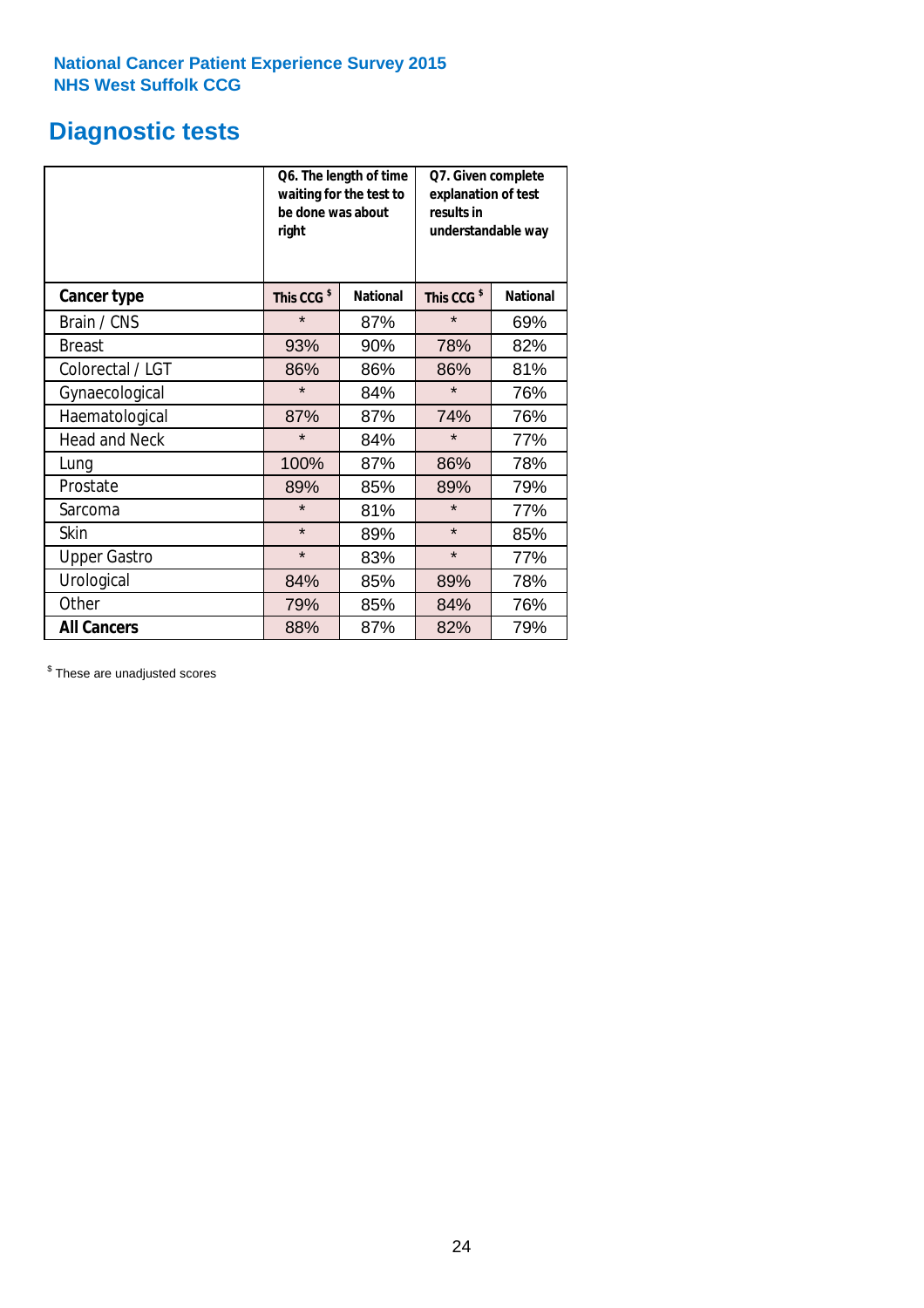National Cancer Patient Experience Survey 2015
NHS West Suffolk CCG

# Diagnostic tests

| | Q6. The length of time waiting for the test to be done was about right | | Q7. Given complete explanation of test results in understandable way | |
|---|---|---|---|---|
| **Cancer type** | **This CCG $** | **National** | **This CCG $** | **National** |
| Brain / CNS | * | 87% | * | 69% |
| Breast | 93% | 90% | 78% | 82% |
| Colorectal / LGT | 86% | 86% | 86% | 81% |
| Gynaecological | * | 84% | * | 76% |
| Haematological | 87% | 87% | 74% | 76% |
| Head and Neck | * | 84% | * | 77% |
| Lung | 100% | 87% | 86% | 78% |
| Prostate | 89% | 85% | 89% | 79% |
| Sarcoma | * | 81% | * | 77% |
| Skin | * | 89% | * | 85% |
| Upper Gastro | * | 83% | * | 77% |
| Urological | 84% | 85% | 89% | 78% |
| Other | 79% | 85% | 84% | 76% |
| **All Cancers** | 88% | 87% | 82% | 79% |

$ These are unadjusted scores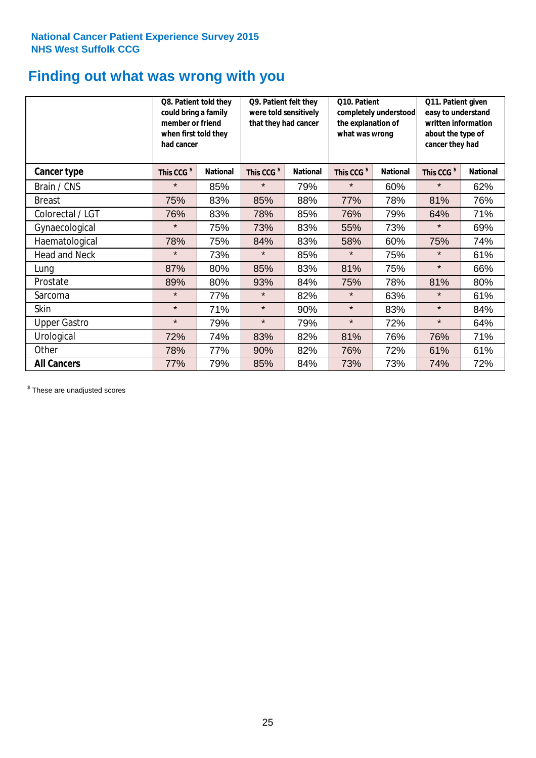National Cancer Patient Experience Survey 2015
NHS West Suffolk CCG

# Finding out what was wrong with you

| | Q8. Patient told they could bring a family member or friend when first told they had cancer | | Q9. Patient felt they were told sensitively that they had cancer | | Q10. Patient completely understood the explanation of what was wrong | | Q11. Patient given easy to understand written information about the type of cancer they had | |
|---|---|---|---|---|---|---|---|---|
| **Cancer type** | **This CCG $** | **National** | **This CCG $** | **National** | **This CCG $** | **National** | **This CCG $** | **National** |
| Brain / CNS | * | 85% | * | 79% | * | 60% | * | 62% |
| Breast | 75% | 83% | 85% | 88% | 77% | 78% | 81% | 76% |
| Colorectal / LGT | 76% | 83% | 78% | 85% | 76% | 79% | 64% | 71% |
| Gynaecological | * | 75% | 73% | 83% | 55% | 73% | * | 69% |
| Haematological | 78% | 75% | 84% | 83% | 58% | 60% | 75% | 74% |
| Head and Neck | * | 73% | * | 85% | * | 75% | * | 61% |
| Lung | 87% | 80% | 85% | 83% | 81% | 75% | * | 66% |
| Prostate | 89% | 80% | 93% | 84% | 75% | 78% | 81% | 80% |
| Sarcoma | * | 77% | * | 82% | * | 63% | * | 61% |
| Skin | * | 71% | * | 90% | * | 83% | * | 84% |
| Upper Gastro | * | 79% | * | 79% | * | 72% | * | 64% |
| Urological | 72% | 74% | 83% | 82% | 81% | 76% | 76% | 71% |
| Other | 78% | 77% | 90% | 82% | 76% | 72% | 61% | 61% |
| **All Cancers** | 77% | 79% | 85% | 84% | 73% | 73% | 74% | 72% |

$ These are unadjusted scores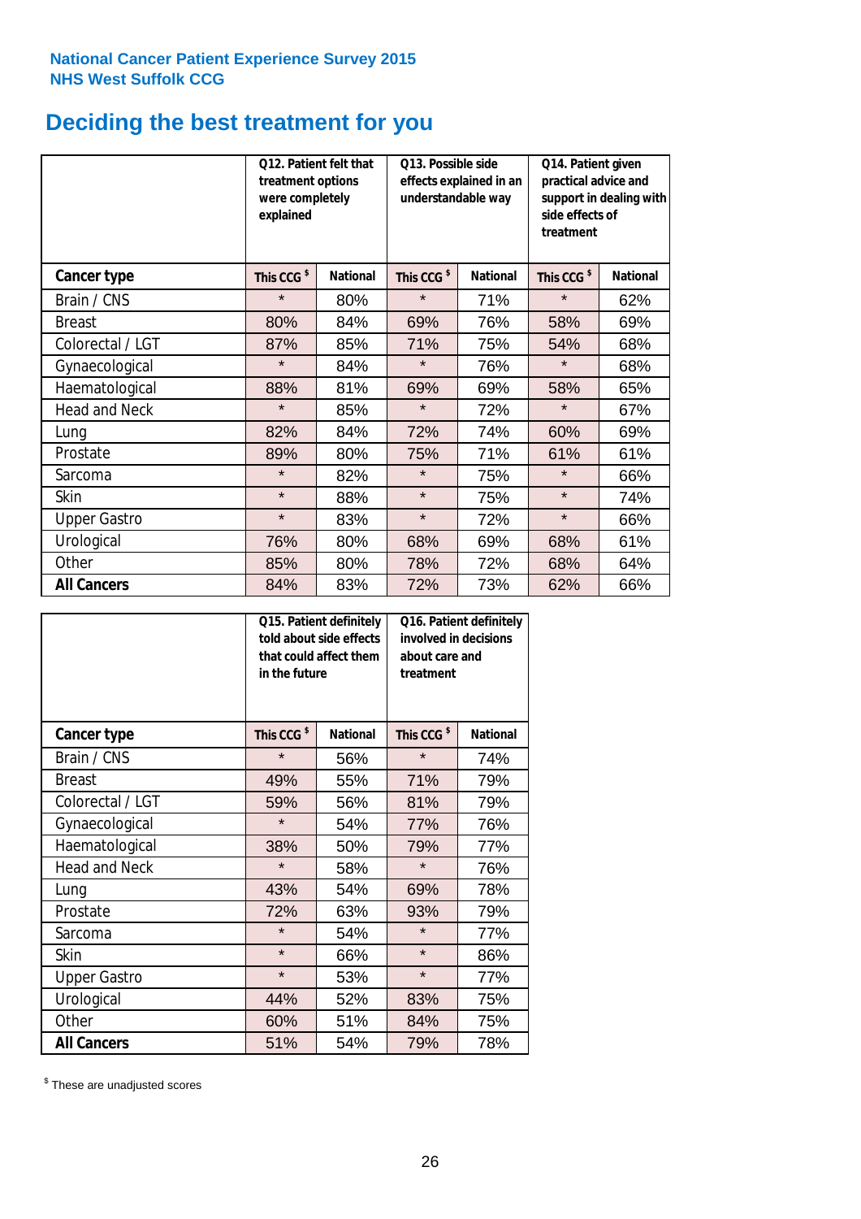National Cancer Patient Experience Survey 2015
NHS West Suffolk CCG

# Deciding the best treatment for you

| | Q12. Patient felt that treatment options were completely explained | | Q13. Possible side effects explained in an understandable way | | Q14. Patient given practical advice and support in dealing with side effects of treatment | |
|---|---|---|---|---|---|---|
| **Cancer type** | **This CCG $** | **National** | **This CCG $** | **National** | **This CCG $** | **National** |
| Brain / CNS | * | 80% | * | 71% | * | 62% |
| Breast | 80% | 84% | 69% | 76% | 58% | 69% |
| Colorectal / LGT | 87% | 85% | 71% | 75% | 54% | 68% |
| Gynaecological | * | 84% | * | 76% | * | 68% |
| Haematological | 88% | 81% | 69% | 69% | 58% | 65% |
| Head and Neck | * | 85% | * | 72% | * | 67% |
| Lung | 82% | 84% | 72% | 74% | 60% | 69% |
| Prostate | 89% | 80% | 75% | 71% | 61% | 61% |
| Sarcoma | * | 82% | * | 75% | * | 66% |
| Skin | * | 88% | * | 75% | * | 74% |
| Upper Gastro | * | 83% | * | 72% | * | 66% |
| Urological | 76% | 80% | 68% | 69% | 68% | 61% |
| Other | 85% | 80% | 78% | 72% | 68% | 64% |
| **All Cancers** | 84% | 83% | 72% | 73% | 62% | 66% |

| | Q15. Patient definitely told about side effects that could affect them in the future | | Q16. Patient definitely involved in decisions about care and treatment | |
|---|---|---|---|---|
| **Cancer type** | **This CCG $** | **National** | **This CCG $** | **National** |
| Brain / CNS | * | 56% | * | 74% |
| Breast | 49% | 55% | 71% | 79% |
| Colorectal / LGT | 59% | 56% | 81% | 79% |
| Gynaecological | * | 54% | 77% | 76% |
| Haematological | 38% | 50% | 79% | 77% |
| Head and Neck | * | 58% | * | 76% |
| Lung | 43% | 54% | 69% | 78% |
| Prostate | 72% | 63% | 93% | 79% |
| Sarcoma | * | 54% | * | 77% |
| Skin | * | 66% | * | 86% |
| Upper Gastro | * | 53% | * | 77% |
| Urological | 44% | 52% | 83% | 75% |
| Other | 60% | 51% | 84% | 75% |
| **All Cancers** | 51% | 54% | 79% | 78% |

$ These are unadjusted scores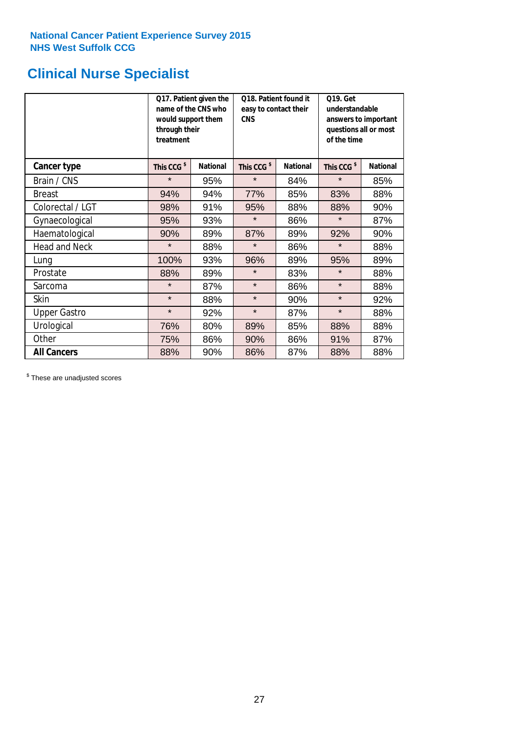National Cancer Patient Experience Survey 2015
NHS West Suffolk CCG

# Clinical Nurse Specialist

| | Q17. Patient given the name of the CNS who would support them through their treatment | | Q18. Patient found it easy to contact their CNS | | Q19. Get understandable answers to important questions all or most of the time | |
|---|---|---|---|---|---|---|
| **Cancer type** | This CCG $ | National | This CCG $ | National | This CCG $ | National |
| Brain / CNS | * | 95% | * | 84% | * | 85% |
| Breast | 94% | 94% | 77% | 85% | 83% | 88% |
| Colorectal / LGT | 98% | 91% | 95% | 88% | 88% | 90% |
| Gynaecological | 95% | 93% | * | 86% | * | 87% |
| Haematological | 90% | 89% | 87% | 89% | 92% | 90% |
| Head and Neck | * | 88% | * | 86% | * | 88% |
| Lung | 100% | 93% | 96% | 89% | 95% | 89% |
| Prostate | 88% | 89% | * | 83% | * | 88% |
| Sarcoma | * | 87% | * | 86% | * | 88% |
| Skin | * | 88% | * | 90% | * | 92% |
| Upper Gastro | * | 92% | * | 87% | * | 88% |
| Urological | 76% | 80% | 89% | 85% | 88% | 88% |
| Other | 75% | 86% | 90% | 86% | 91% | 87% |
| **All Cancers** | 88% | 90% | 86% | 87% | 88% | 88% |

$ These are unadjusted scores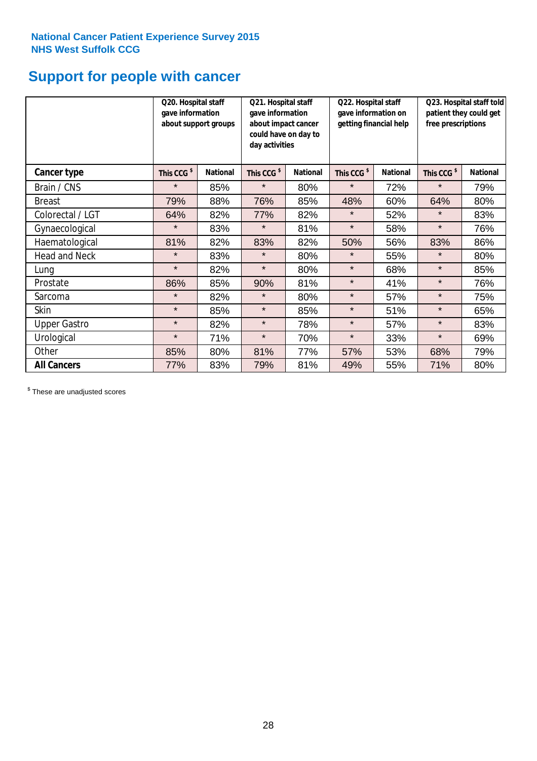National Cancer Patient Experience Survey 2015
NHS West Suffolk CCG

# Support for people with cancer

| | Q20. Hospital staff gave information about support groups | | Q21. Hospital staff gave information about impact cancer could have on day to day activities | | Q22. Hospital staff gave information on getting financial help | | Q23. Hospital staff told patient they could get free prescriptions | |
|---|---|---|---|---|---|---|---|---|
| **Cancer type** | **This CCG $** | **National** | **This CCG $** | **National** | **This CCG $** | **National** | **This CCG $** | **National** |
| Brain / CNS | * | 85% | * | 80% | * | 72% | * | 79% |
| Breast | 79% | 88% | 76% | 85% | 48% | 60% | 64% | 80% |
| Colorectal / LGT | 64% | 82% | 77% | 82% | * | 52% | * | 83% |
| Gynaecological | * | 83% | * | 81% | * | 58% | * | 76% |
| Haematological | 81% | 82% | 83% | 82% | 50% | 56% | 83% | 86% |
| Head and Neck | * | 83% | * | 80% | * | 55% | * | 80% |
| Lung | * | 82% | * | 80% | * | 68% | * | 85% |
| Prostate | 86% | 85% | 90% | 81% | * | 41% | * | 76% |
| Sarcoma | * | 82% | * | 80% | * | 57% | * | 75% |
| Skin | * | 85% | * | 85% | * | 51% | * | 65% |
| Upper Gastro | * | 82% | * | 78% | * | 57% | * | 83% |
| Urological | * | 71% | * | 70% | * | 33% | * | 69% |
| Other | 85% | 80% | 81% | 77% | 57% | 53% | 68% | 79% |
| **All Cancers** | 77% | 83% | 79% | 81% | 49% | 55% | 71% | 80% |

$ These are unadjusted scores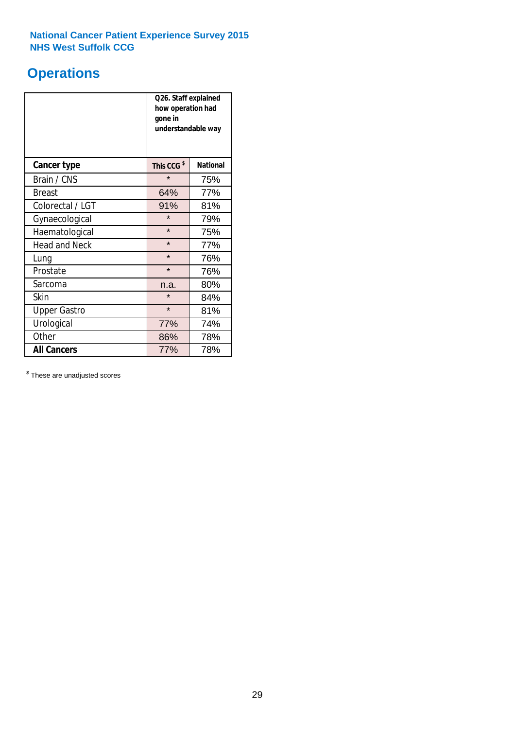**National Cancer Patient Experience Survey 2015**
**NHS West Suffolk CCG**

## Operations

| | Q26. Staff explained how operation had gone in understandable way | |
|---|---|---|
| **Cancer type** | **This CCG $** | **National** |
| Brain / CNS | * | 75% |
| Breast | 64% | 77% |
| Colorectal / LGT | 91% | 81% |
| Gynaecological | * | 79% |
| Haematological | * | 75% |
| Head and Neck | * | 77% |
| Lung | * | 76% |
| Prostate | * | 76% |
| Sarcoma | n.a. | 80% |
| Skin | * | 84% |
| Upper Gastro | * | 81% |
| Urological | 77% | 74% |
| Other | 86% | 78% |
| **All Cancers** | 77% | 78% |

$ These are unadjusted scores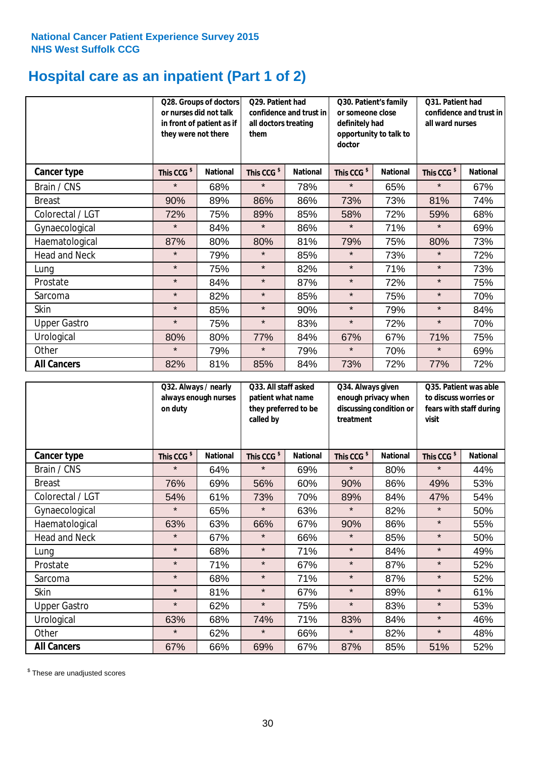**National Cancer Patient Experience Survey 2015**
**NHS West Suffolk CCG**

# Hospital care as an inpatient (Part 1 of 2)

| | Q28. Groups of doctors or nurses did not talk in front of patient as if they were not there | | Q29. Patient had confidence and trust in all doctors treating them | | Q30. Patient's family or someone close definitely had opportunity to talk to doctor | | Q31. Patient had confidence and trust in all ward nurses | |
|---|---|---|---|---|---|---|---|---|
| **Cancer type** | This CCG $ | National | This CCG $ | National | This CCG $ | National | This CCG $ | National |
| Brain / CNS | * | 68% | * | 78% | * | 65% | * | 67% |
| Breast | 90% | 89% | 86% | 86% | 73% | 73% | 81% | 74% |
| Colorectal / LGT | 72% | 75% | 89% | 85% | 58% | 72% | 59% | 68% |
| Gynaecological | * | 84% | * | 86% | * | 71% | * | 69% |
| Haematological | 87% | 80% | 80% | 81% | 79% | 75% | 80% | 73% |
| Head and Neck | * | 79% | * | 85% | * | 73% | * | 72% |
| Lung | * | 75% | * | 82% | * | 71% | * | 73% |
| Prostate | * | 84% | * | 87% | * | 72% | * | 75% |
| Sarcoma | * | 82% | * | 85% | * | 75% | * | 70% |
| Skin | * | 85% | * | 90% | * | 79% | * | 84% |
| Upper Gastro | * | 75% | * | 83% | * | 72% | * | 70% |
| Urological | 80% | 80% | 77% | 84% | 67% | 67% | 71% | 75% |
| Other | * | 79% | * | 79% | * | 70% | * | 69% |
| **All Cancers** | 82% | 81% | 85% | 84% | 73% | 72% | 77% | 72% |

| | Q32. Always / nearly always enough nurses on duty | | Q33. All staff asked patient what name they preferred to be called by | | Q34. Always given enough privacy when discussing condition or treatment | | Q35. Patient was able to discuss worries or fears with staff during visit | |
|---|---|---|---|---|---|---|---|---|
| **Cancer type** | This CCG $ | National | This CCG $ | National | This CCG $ | National | This CCG $ | National |
| Brain / CNS | * | 64% | * | 69% | * | 80% | * | 44% |
| Breast | 76% | 69% | 56% | 60% | 90% | 86% | 49% | 53% |
| Colorectal / LGT | 54% | 61% | 73% | 70% | 89% | 84% | 47% | 54% |
| Gynaecological | * | 65% | * | 63% | * | 82% | * | 50% |
| Haematological | 63% | 63% | 66% | 67% | 90% | 86% | * | 55% |
| Head and Neck | * | 67% | * | 66% | * | 85% | * | 50% |
| Lung | * | 68% | * | 71% | * | 84% | * | 49% |
| Prostate | * | 71% | * | 67% | * | 87% | * | 52% |
| Sarcoma | * | 68% | * | 71% | * | 87% | * | 52% |
| Skin | * | 81% | * | 67% | * | 89% | * | 61% |
| Upper Gastro | * | 62% | * | 75% | * | 83% | * | 53% |
| Urological | 63% | 68% | 74% | 71% | 83% | 84% | * | 46% |
| Other | * | 62% | * | 66% | * | 82% | * | 48% |
| **All Cancers** | 67% | 66% | 69% | 67% | 87% | 85% | 51% | 52% |

$ These are unadjusted scores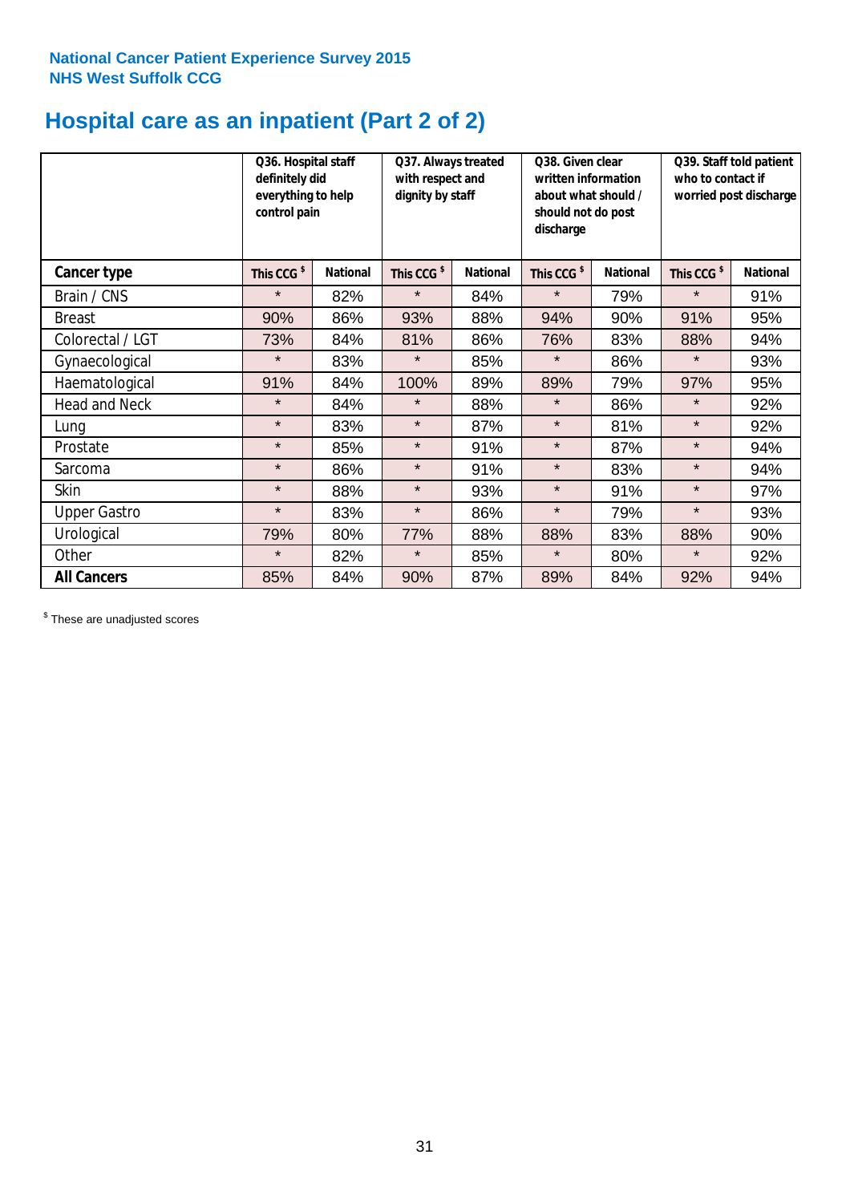National Cancer Patient Experience Survey 2015
NHS West Suffolk CCG

# Hospital care as an inpatient (Part 2 of 2)

| | Q36. Hospital staff definitely did everything to help control pain | | Q37. Always treated with respect and dignity by staff | | Q38. Given clear written information about what should / should not do post discharge | | Q39. Staff told patient who to contact if worried post discharge | |
|---|---|---|---|---|---|---|---|---|
| **Cancer type** | This CCG $ | National | This CCG $ | National | This CCG $ | National | This CCG $ | National |
| Brain / CNS | * | 82% | * | 84% | * | 79% | * | 91% |
| Breast | 90% | 86% | 93% | 88% | 94% | 90% | 91% | 95% |
| Colorectal / LGT | 73% | 84% | 81% | 86% | 76% | 83% | 88% | 94% |
| Gynaecological | * | 83% | * | 85% | * | 86% | * | 93% |
| Haematological | 91% | 84% | 100% | 89% | 89% | 79% | 97% | 95% |
| Head and Neck | * | 84% | * | 88% | * | 86% | * | 92% |
| Lung | * | 83% | * | 87% | * | 81% | * | 92% |
| Prostate | * | 85% | * | 91% | * | 87% | * | 94% |
| Sarcoma | * | 86% | * | 91% | * | 83% | * | 94% |
| Skin | * | 88% | * | 93% | * | 91% | * | 97% |
| Upper Gastro | * | 83% | * | 86% | * | 79% | * | 93% |
| Urological | 79% | 80% | 77% | 88% | 88% | 83% | 88% | 90% |
| Other | * | 82% | * | 85% | * | 80% | * | 92% |
| **All Cancers** | 85% | 84% | 90% | 87% | 89% | 84% | 92% | 94% |

$ These are unadjusted scores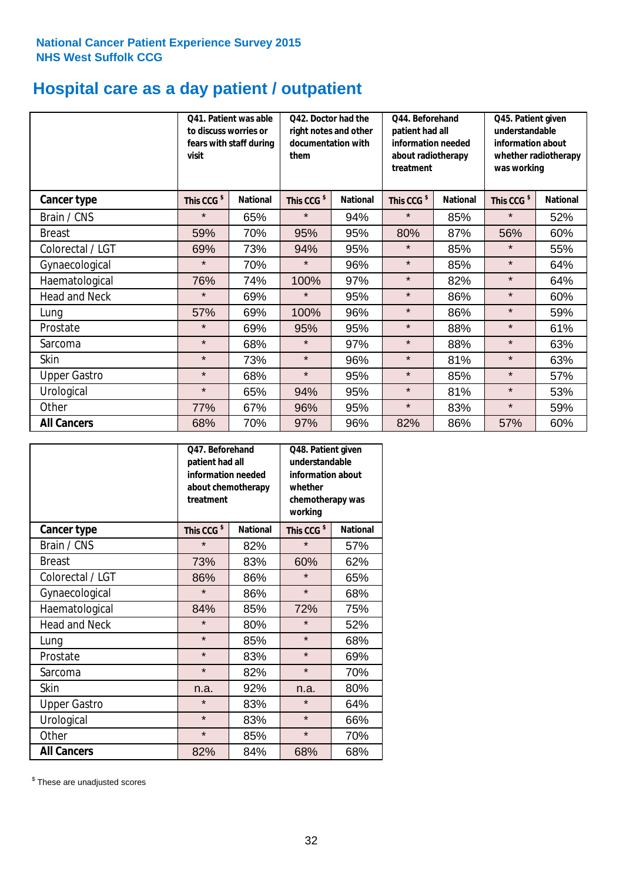**National Cancer Patient Experience Survey 2015**
**NHS West Suffolk CCG**

# Hospital care as a day patient / outpatient

| | Q41. Patient was able to discuss worries or fears with staff during visit | | Q42. Doctor had the right notes and other documentation with them | | Q44. Beforehand patient had all information needed about radiotherapy treatment | | Q45. Patient given understandable information about whether radiotherapy was working | |
|---|---|---|---|---|---|---|---|---|
| **Cancer type** | **This CCG $** | **National** | **This CCG $** | **National** | **This CCG $** | **National** | **This CCG $** | **National** |
| Brain / CNS | * | 65% | * | 94% | * | 85% | * | 52% |
| Breast | 59% | 70% | 95% | 95% | 80% | 87% | 56% | 60% |
| Colorectal / LGT | 69% | 73% | 94% | 95% | * | 85% | * | 55% |
| Gynaecological | * | 70% | * | 96% | * | 85% | * | 64% |
| Haematological | 76% | 74% | 100% | 97% | * | 82% | * | 64% |
| Head and Neck | * | 69% | * | 95% | * | 86% | * | 60% |
| Lung | 57% | 69% | 100% | 96% | * | 86% | * | 59% |
| Prostate | * | 69% | 95% | 95% | * | 88% | * | 61% |
| Sarcoma | * | 68% | * | 97% | * | 88% | * | 63% |
| Skin | * | 73% | * | 96% | * | 81% | * | 63% |
| Upper Gastro | * | 68% | * | 95% | * | 85% | * | 57% |
| Urological | * | 65% | 94% | 95% | * | 81% | * | 53% |
| Other | 77% | 67% | 96% | 95% | * | 83% | * | 59% |
| **All Cancers** | 68% | 70% | 97% | 96% | 82% | 86% | 57% | 60% |

| | Q47. Beforehand patient had all information needed about chemotherapy treatment | | Q48. Patient given understandable information about whether chemotherapy was working | |
|---|---|---|---|---|
| **Cancer type** | **This CCG $** | **National** | **This CCG $** | **National** |
| Brain / CNS | * | 82% | * | 57% |
| Breast | 73% | 83% | 60% | 62% |
| Colorectal / LGT | 86% | 86% | * | 65% |
| Gynaecological | * | 86% | * | 68% |
| Haematological | 84% | 85% | 72% | 75% |
| Head and Neck | * | 80% | * | 52% |
| Lung | * | 85% | * | 68% |
| Prostate | * | 83% | * | 69% |
| Sarcoma | * | 82% | * | 70% |
| Skin | n.a. | 92% | n.a. | 80% |
| Upper Gastro | * | 83% | * | 64% |
| Urological | * | 83% | * | 66% |
| Other | * | 85% | * | 70% |
| **All Cancers** | 82% | 84% | 68% | 68% |

$ These are unadjusted scores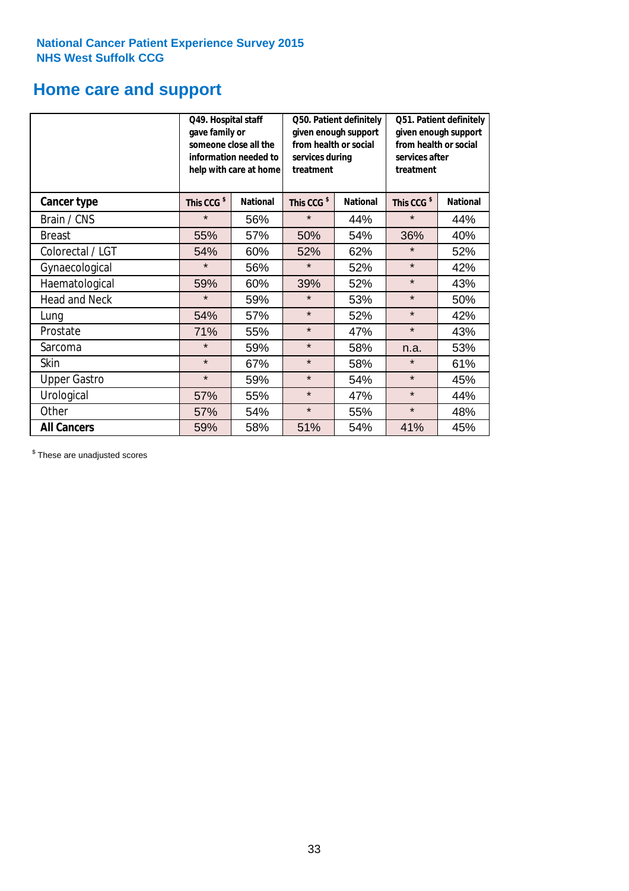**National Cancer Patient Experience Survey 2015**
**NHS West Suffolk CCG**

# Home care and support

| | Q49. Hospital staff gave family or someone close all the information needed to help with care at home | | Q50. Patient definitely given enough support from health or social services during treatment | | Q51. Patient definitely given enough support from health or social services after treatment | |
|---|---|---|---|---|---|---|
| **Cancer type** | **This CCG $** | **National** | **This CCG $** | **National** | **This CCG $** | **National** |
| Brain / CNS | * | 56% | * | 44% | * | 44% |
| Breast | 55% | 57% | 50% | 54% | 36% | 40% |
| Colorectal / LGT | 54% | 60% | 52% | 62% | * | 52% |
| Gynaecological | * | 56% | * | 52% | * | 42% |
| Haematological | 59% | 60% | 39% | 52% | * | 43% |
| Head and Neck | * | 59% | * | 53% | * | 50% |
| Lung | 54% | 57% | * | 52% | * | 42% |
| Prostate | 71% | 55% | * | 47% | * | 43% |
| Sarcoma | * | 59% | * | 58% | n.a. | 53% |
| Skin | * | 67% | * | 58% | * | 61% |
| Upper Gastro | * | 59% | * | 54% | * | 45% |
| Urological | 57% | 55% | * | 47% | * | 44% |
| Other | 57% | 54% | * | 55% | * | 48% |
| **All Cancers** | 59% | 58% | 51% | 54% | 41% | 45% |

$ These are unadjusted scores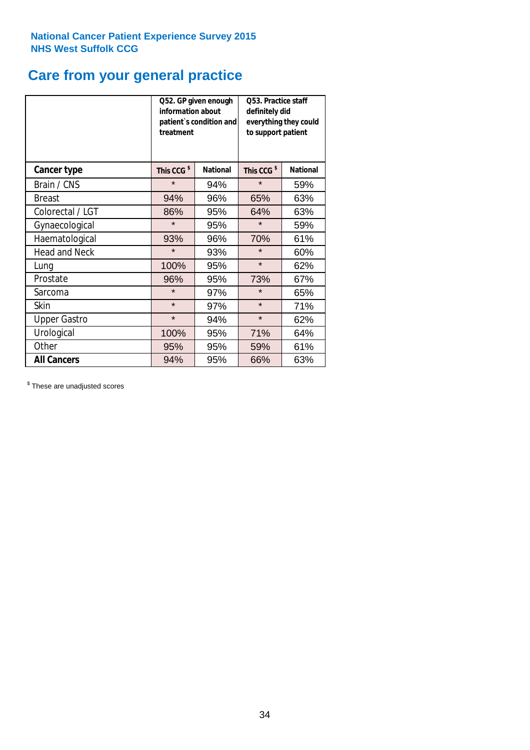National Cancer Patient Experience Survey 2015
NHS West Suffolk CCG

# Care from your general practice

| | Q52. GP given enough information about patient`s condition and treatment | | Q53. Practice staff definitely did everything they could to support patient | |
|---|---|---|---|---|
| **Cancer type** | **This CCG $** | **National** | **This CCG $** | **National** |
| Brain / CNS | * | 94% | * | 59% |
| Breast | 94% | 96% | 65% | 63% |
| Colorectal / LGT | 86% | 95% | 64% | 63% |
| Gynaecological | * | 95% | * | 59% |
| Haematological | 93% | 96% | 70% | 61% |
| Head and Neck | * | 93% | * | 60% |
| Lung | 100% | 95% | * | 62% |
| Prostate | 96% | 95% | 73% | 67% |
| Sarcoma | * | 97% | * | 65% |
| Skin | * | 97% | * | 71% |
| Upper Gastro | * | 94% | * | 62% |
| Urological | 100% | 95% | 71% | 64% |
| Other | 95% | 95% | 59% | 61% |
| **All Cancers** | 94% | 95% | 66% | 63% |

$ These are unadjusted scores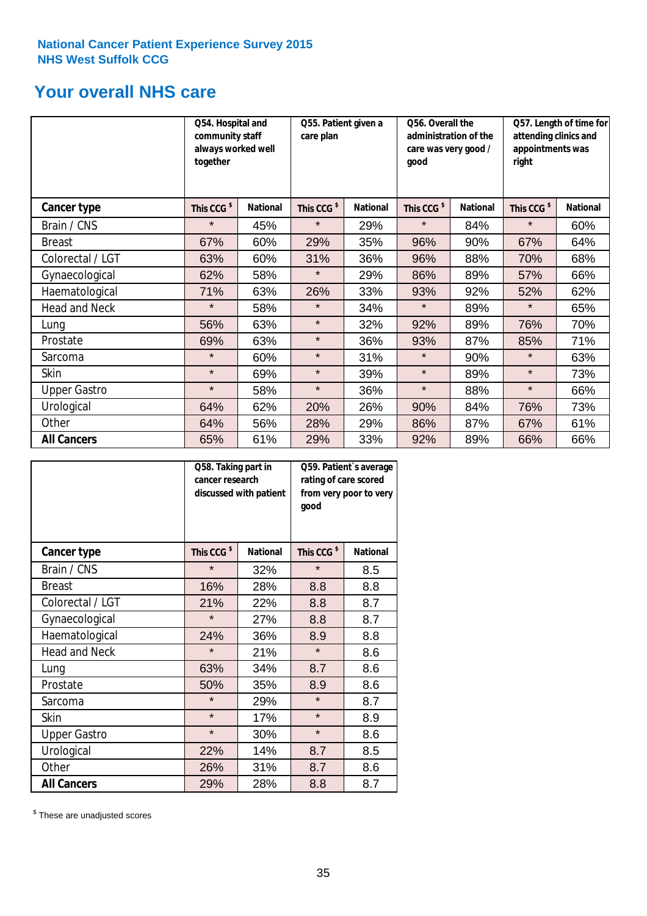National Cancer Patient Experience Survey 2015
NHS West Suffolk CCG

# Your overall NHS care

| | Q54. Hospital and community staff always worked well together | | Q55. Patient given a care plan | | Q56. Overall the administration of the care was very good / good | | Q57. Length of time for attending clinics and appointments was right | |
|---|---|---|---|---|---|---|---|---|
| **Cancer type** | **This CCG $** | **National** | **This CCG $** | **National** | **This CCG $** | **National** | **This CCG $** | **National** |
| Brain / CNS | * | 45% | * | 29% | * | 84% | * | 60% |
| Breast | 67% | 60% | 29% | 35% | 96% | 90% | 67% | 64% |
| Colorectal / LGT | 63% | 60% | 31% | 36% | 96% | 88% | 70% | 68% |
| Gynaecological | 62% | 58% | * | 29% | 86% | 89% | 57% | 66% |
| Haematological | 71% | 63% | 26% | 33% | 93% | 92% | 52% | 62% |
| Head and Neck | * | 58% | * | 34% | * | 89% | * | 65% |
| Lung | 56% | 63% | * | 32% | 92% | 89% | 76% | 70% |
| Prostate | 69% | 63% | * | 36% | 93% | 87% | 85% | 71% |
| Sarcoma | * | 60% | * | 31% | * | 90% | * | 63% |
| Skin | * | 69% | * | 39% | * | 89% | * | 73% |
| Upper Gastro | * | 58% | * | 36% | * | 88% | * | 66% |
| Urological | 64% | 62% | 20% | 26% | 90% | 84% | 76% | 73% |
| Other | 64% | 56% | 28% | 29% | 86% | 87% | 67% | 61% |
| **All Cancers** | 65% | 61% | 29% | 33% | 92% | 89% | 66% | 66% |

| | Q58. Taking part in cancer research discussed with patient | | Q59. Patient`s average rating of care scored from very poor to very good | |
|---|---|---|---|---|
| **Cancer type** | **This CCG $** | **National** | **This CCG $** | **National** |
| Brain / CNS | * | 32% | * | 8.5 |
| Breast | 16% | 28% | 8.8 | 8.8 |
| Colorectal / LGT | 21% | 22% | 8.8 | 8.7 |
| Gynaecological | * | 27% | 8.8 | 8.7 |
| Haematological | 24% | 36% | 8.9 | 8.8 |
| Head and Neck | * | 21% | * | 8.6 |
| Lung | 63% | 34% | 8.7 | 8.6 |
| Prostate | 50% | 35% | 8.9 | 8.6 |
| Sarcoma | * | 29% | * | 8.7 |
| Skin | * | 17% | * | 8.9 |
| Upper Gastro | * | 30% | * | 8.6 |
| Urological | 22% | 14% | 8.7 | 8.5 |
| Other | 26% | 31% | 8.7 | 8.6 |
| **All Cancers** | 29% | 28% | 8.8 | 8.7 |

$ These are unadjusted scores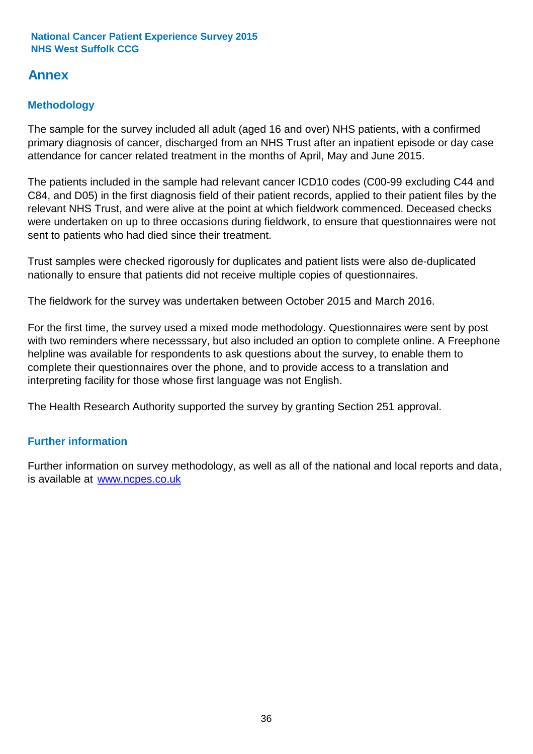## Annex

### Methodology

The sample for the survey included all adult (aged 16 and over) NHS patients, with a confirmed primary diagnosis of cancer, discharged from an NHS Trust after an inpatient episode or day case attendance for cancer related treatment in the months of April, May and June 2015.

The patients included in the sample had relevant cancer ICD10 codes (C00-99 excluding C44 and C84, and D05) in the first diagnosis field of their patient records, applied to their patient files by the relevant NHS Trust, and were alive at the point at which fieldwork commenced. Deceased checks were undertaken on up to three occasions during fieldwork, to ensure that questionnaires were not sent to patients who had died since their treatment.

Trust samples were checked rigorously for duplicates and patient lists were also de-duplicated nationally to ensure that patients did not receive multiple copies of questionnaires.

The fieldwork for the survey was undertaken between October 2015 and March 2016.

For the first time, the survey used a mixed mode methodology. Questionnaires were sent by post with two reminders where necesssary, but also included an option to complete online. A Freephone helpline was available for respondents to ask questions about the survey, to enable them to complete their questionnaires over the phone, and to provide access to a translation and interpreting facility for those whose first language was not English.

The Health Research Authority supported the survey by granting Section 251 approval.

### Further information

Further information on survey methodology, as well as all of the national and local reports and data, is available at [www.ncpes.co.uk](http://www.ncpes.co.uk)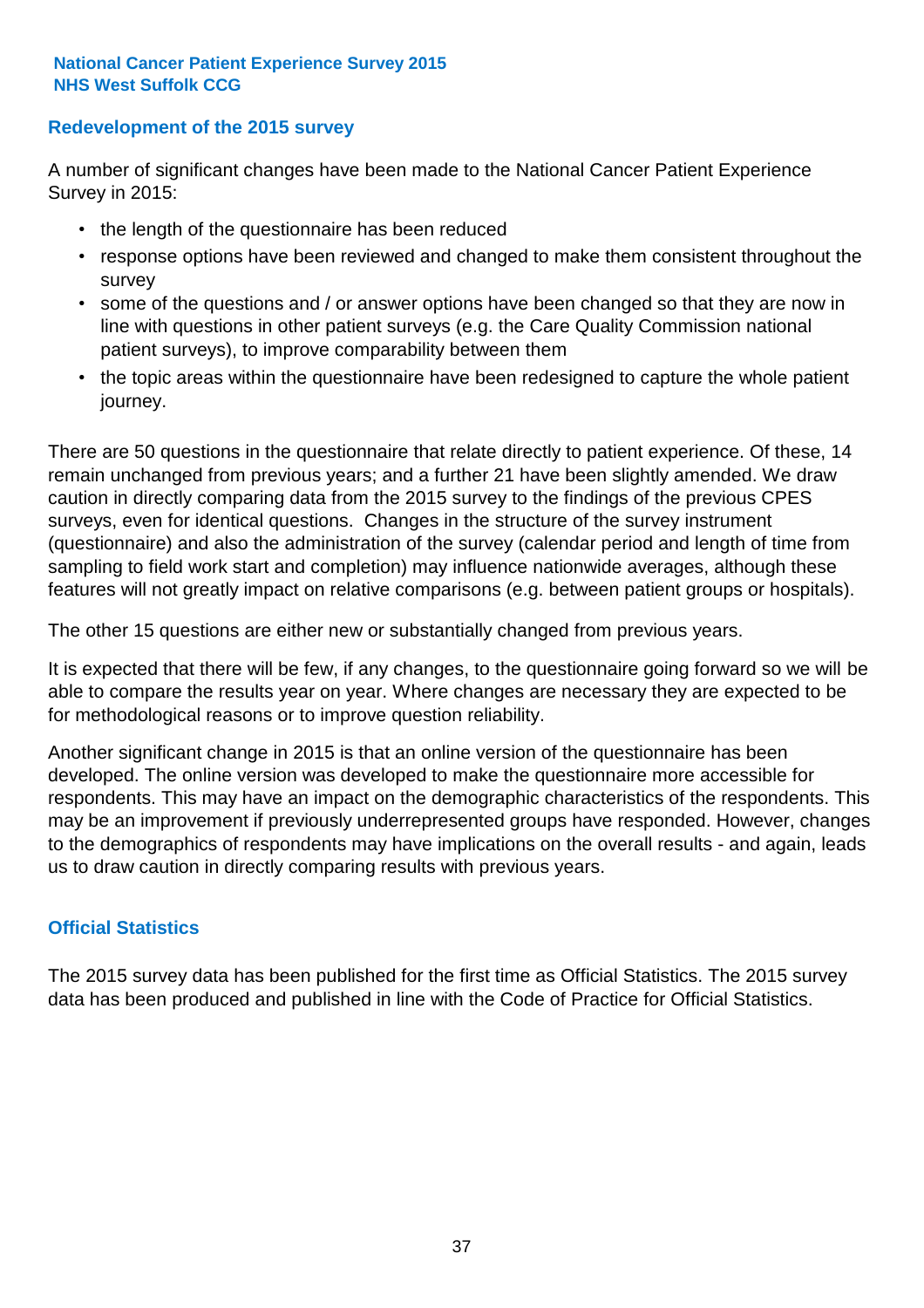## Redevelopment of the 2015 survey

A number of significant changes have been made to the National Cancer Patient Experience Survey in 2015:

- the length of the questionnaire has been reduced
- response options have been reviewed and changed to make them consistent throughout the survey
- some of the questions and / or answer options have been changed so that they are now in line with questions in other patient surveys (e.g. the Care Quality Commission national patient surveys), to improve comparability between them
- the topic areas within the questionnaire have been redesigned to capture the whole patient journey.

There are 50 questions in the questionnaire that relate directly to patient experience. Of these, 14 remain unchanged from previous years; and a further 21 have been slightly amended. We draw caution in directly comparing data from the 2015 survey to the findings of the previous CPES surveys, even for identical questions. Changes in the structure of the survey instrument (questionnaire) and also the administration of the survey (calendar period and length of time from sampling to field work start and completion) may influence nationwide averages, although these features will not greatly impact on relative comparisons (e.g. between patient groups or hospitals).

The other 15 questions are either new or substantially changed from previous years.

It is expected that there will be few, if any changes, to the questionnaire going forward so we will be able to compare the results year on year. Where changes are necessary they are expected to be for methodological reasons or to improve question reliability.

Another significant change in 2015 is that an online version of the questionnaire has been developed. The online version was developed to make the questionnaire more accessible for respondents. This may have an impact on the demographic characteristics of the respondents. This may be an improvement if previously underrepresented groups have responded. However, changes to the demographics of respondents may have implications on the overall results - and again, leads us to draw caution in directly comparing results with previous years.

## Official Statistics

The 2015 survey data has been published for the first time as Official Statistics. The 2015 survey data has been produced and published in line with the Code of Practice for Official Statistics.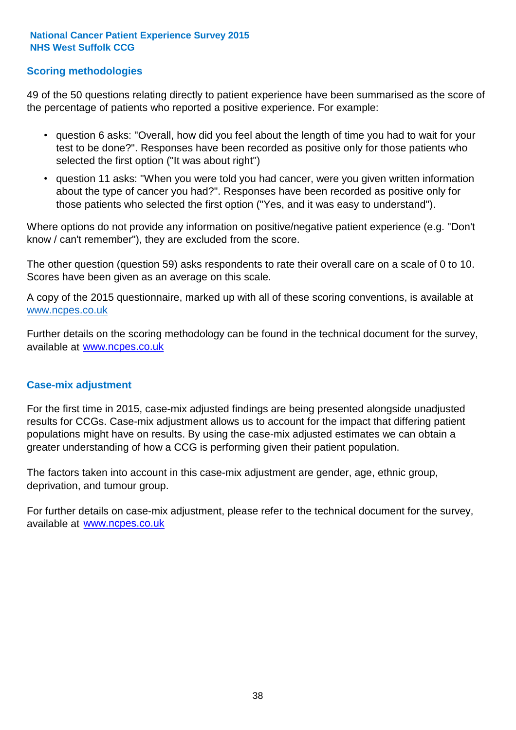## Scoring methodologies

49 of the 50 questions relating directly to patient experience have been summarised as the score of the percentage of patients who reported a positive experience. For example:

- question 6 asks: "Overall, how did you feel about the length of time you had to wait for your test to be done?". Responses have been recorded as positive only for those patients who selected the first option ("It was about right")
- question 11 asks: "When you were told you had cancer, were you given written information about the type of cancer you had?". Responses have been recorded as positive only for those patients who selected the first option ("Yes, and it was easy to understand").

Where options do not provide any information on positive/negative patient experience (e.g. "Don't know / can't remember"), they are excluded from the score.

The other question (question 59) asks respondents to rate their overall care on a scale of 0 to 10. Scores have been given as an average on this scale.

A copy of the 2015 questionnaire, marked up with all of these scoring conventions, is available at www.ncpes.co.uk

Further details on the scoring methodology can be found in the technical document for the survey, available at www.ncpes.co.uk

## Case-mix adjustment

For the first time in 2015, case-mix adjusted findings are being presented alongside unadjusted results for CCGs. Case-mix adjustment allows us to account for the impact that differing patient populations might have on results. By using the case-mix adjusted estimates we can obtain a greater understanding of how a CCG is performing given their patient population.

The factors taken into account in this case-mix adjustment are gender, age, ethnic group, deprivation, and tumour group.

For further details on case-mix adjustment, please refer to the technical document for the survey, available at www.ncpes.co.uk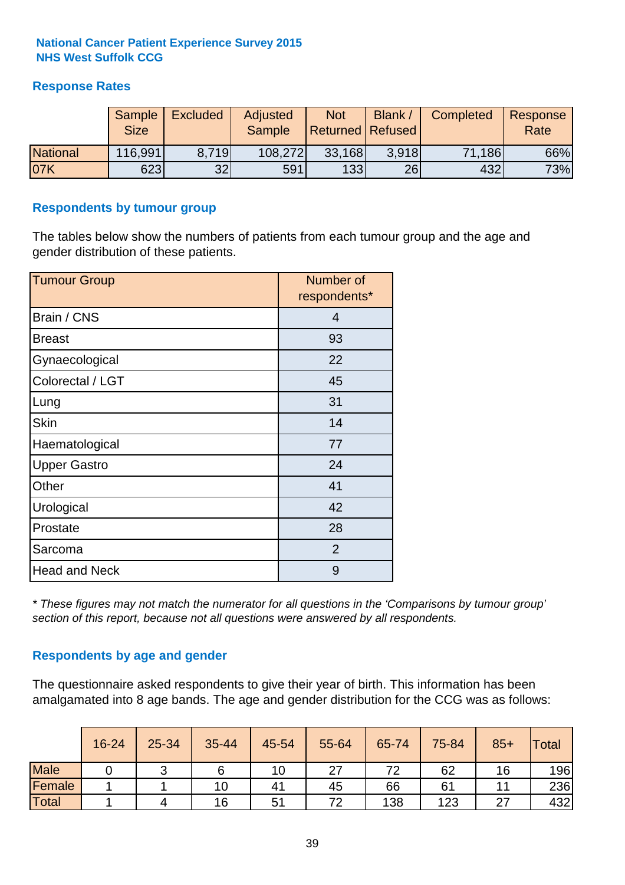**National Cancer Patient Experience Survey 2015**
**NHS West Suffolk CCG**

## Response Rates

| | Sample Size | Excluded | Adjusted Sample | Not Returned | Blank / Refused | Completed | Response Rate |
|---|---|---|---|---|---|---|---|
| National | 116,991 | 8,719 | 108,272 | 33,168 | 3,918 | 71,186 | 66% |
| 07K | 623 | 32 | 591 | 133 | 26 | 432 | 73% |

## Respondents by tumour group

The tables below show the numbers of patients from each tumour group and the age and gender distribution of these patients.

| Tumour Group | Number of respondents* |
|---|---|
| Brain / CNS | 4 |
| Breast | 93 |
| Gynaecological | 22 |
| Colorectal / LGT | 45 |
| Lung | 31 |
| Skin | 14 |
| Haematological | 77 |
| Upper Gastro | 24 |
| Other | 41 |
| Urological | 42 |
| Prostate | 28 |
| Sarcoma | 2 |
| Head and Neck | 9 |

*\* These figures may not match the numerator for all questions in the 'Comparisons by tumour group' section of this report, because not all questions were answered by all respondents.*

## Respondents by age and gender

The questionnaire asked respondents to give their year of birth. This information has been amalgamated into 8 age bands. The age and gender distribution for the CCG was as follows:

| | 16-24 | 25-34 | 35-44 | 45-54 | 55-64 | 65-74 | 75-84 | 85+ | Total |
|---|---|---|---|---|---|---|---|---|---|
| Male | 0 | 3 | 6 | 10 | 27 | 72 | 62 | 16 | 196 |
| Female | 1 | 1 | 10 | 41 | 45 | 66 | 61 | 11 | 236 |
| Total | 1 | 4 | 16 | 51 | 72 | 138 | 123 | 27 | 432 |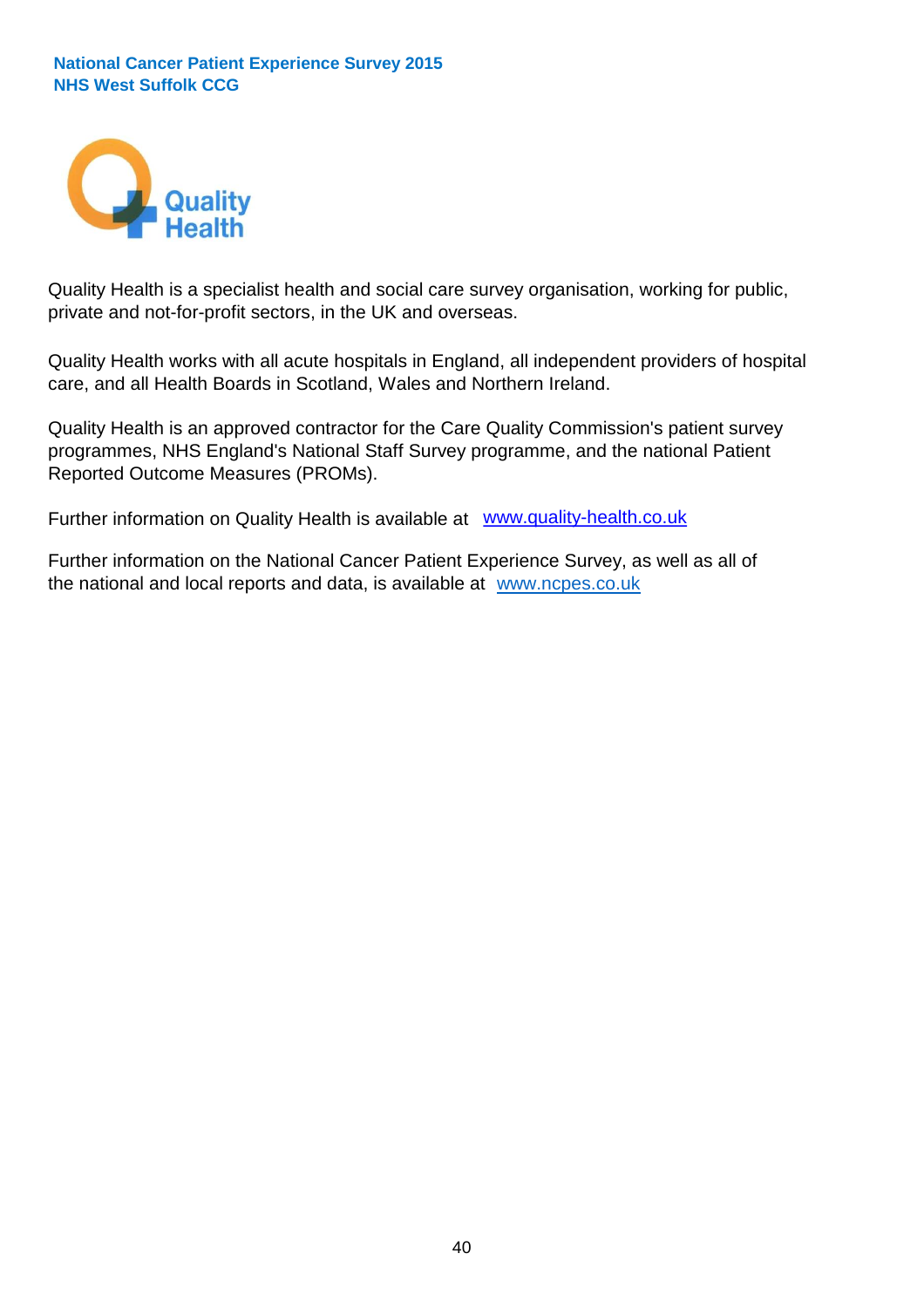Quality Health is a specialist health and social care survey organisation, working for public, private and not-for-profit sectors, in the UK and overseas.

Quality Health works with all acute hospitals in England, all independent providers of hospital care, and all Health Boards in Scotland, Wales and Northern Ireland.

Quality Health is an approved contractor for the Care Quality Commission's patient survey programmes, NHS England's National Staff Survey programme, and the national Patient Reported Outcome Measures (PROMs).

Further information on Quality Health is available at [www.quality-health.co.uk](http://www.quality-health.co.uk)

Further information on the National Cancer Patient Experience Survey, as well as all of the national and local reports and data, is available at [www.ncpes.co.uk](http://www.ncpes.co.uk)